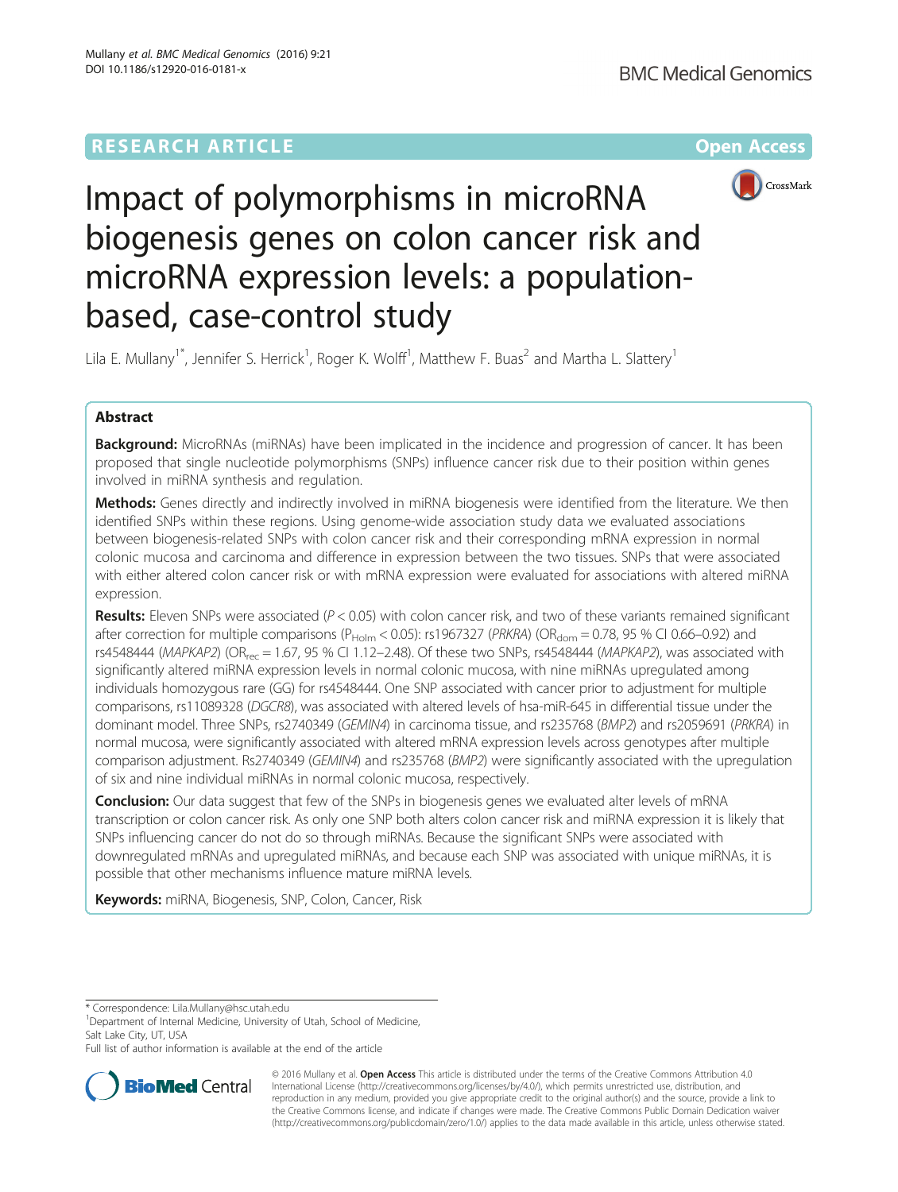RESEARCH ARTICLE

Open Access

# Impact of polymorphisms in microRNA biogenesis genes on colon cancer risk and microRNA expression levels: a population-based, case-control study

Lila E. Mullany[1*], Jennifer S. Herrick[1], Roger K. Wolff[1], Matthew F. Buas[2] and Martha L. Slattery[1]

## Abstract

**Background:** MicroRNAs (miRNAs) have been implicated in the incidence and progression of cancer. It has been proposed that single nucleotide polymorphisms (SNPs) influence cancer risk due to their position within genes involved in miRNA synthesis and regulation.

**Methods:** Genes directly and indirectly involved in miRNA biogenesis were identified from the literature. We then identified SNPs within these regions. Using genome-wide association study data we evaluated associations between biogenesis-related SNPs with colon cancer risk and their corresponding mRNA expression in normal colonic mucosa and carcinoma and difference in expression between the two tissues. SNPs that were associated with either altered colon cancer risk or with mRNA expression were evaluated for associations with altered miRNA expression.

**Results:** Eleven SNPs were associated ($P < 0.05$) with colon cancer risk, and two of these variants remained significant after correction for multiple comparisons ($P_{Holm} < 0.05$): rs1967327 (*PRKRA*) ($OR_{dom} = 0.78$, 95 % CI 0.66–0.92) and rs4548444 (*MAPKAP2*) ($OR_{rec} = 1.67$, 95 % CI 1.12–2.48). Of these two SNPs, rs4548444 (*MAPKAP2*), was associated with significantly altered miRNA expression levels in normal colonic mucosa, with nine miRNAs upregulated among individuals homozygous rare (GG) for rs4548444. One SNP associated with cancer prior to adjustment for multiple comparisons, rs11089328 (*DGCR8*), was associated with altered levels of hsa-miR-645 in differential tissue under the dominant model. Three SNPs, rs2740349 (*GEMIN4*) in carcinoma tissue, and rs235768 (*BMP2*) and rs2059691 (*PRKRA*) in normal mucosa, were significantly associated with altered mRNA expression levels across genotypes after multiple comparison adjustment. Rs2740349 (*GEMIN4*) and rs235768 (*BMP2*) were significantly associated with the upregulation of six and nine individual miRNAs in normal colonic mucosa, respectively.

**Conclusion:** Our data suggest that few of the SNPs in biogenesis genes we evaluated alter levels of mRNA transcription or colon cancer risk. As only one SNP both alters colon cancer risk and miRNA expression it is likely that SNPs influencing cancer do not do so through miRNAs. Because the significant SNPs were associated with downregulated mRNAs and upregulated miRNAs, and because each SNP was associated with unique miRNAs, it is possible that other mechanisms influence mature miRNA levels.

**Keywords:** miRNA, Biogenesis, SNP, Colon, Cancer, Risk

---

\* Correspondence: Lila.Mullany@hsc.utah.edu

[1]Department of Internal Medicine, University of Utah, School of Medicine, Salt Lake City, UT, USA

Full list of author information is available at the end of the article

© 2016 Mullany et al. **Open Access** This article is distributed under the terms of the Creative Commons Attribution 4.0 International License (http://creativecommons.org/licenses/by/4.0/), which permits unrestricted use, distribution, and reproduction in any medium, provided you give appropriate credit to the original author(s) and the source, provide a link to the Creative Commons license, and indicate if changes were made. The Creative Commons Public Domain Dedication waiver (http://creativecommons.org/publicdomain/zero/1.0/) applies to the data made available in this article, unless otherwise stated.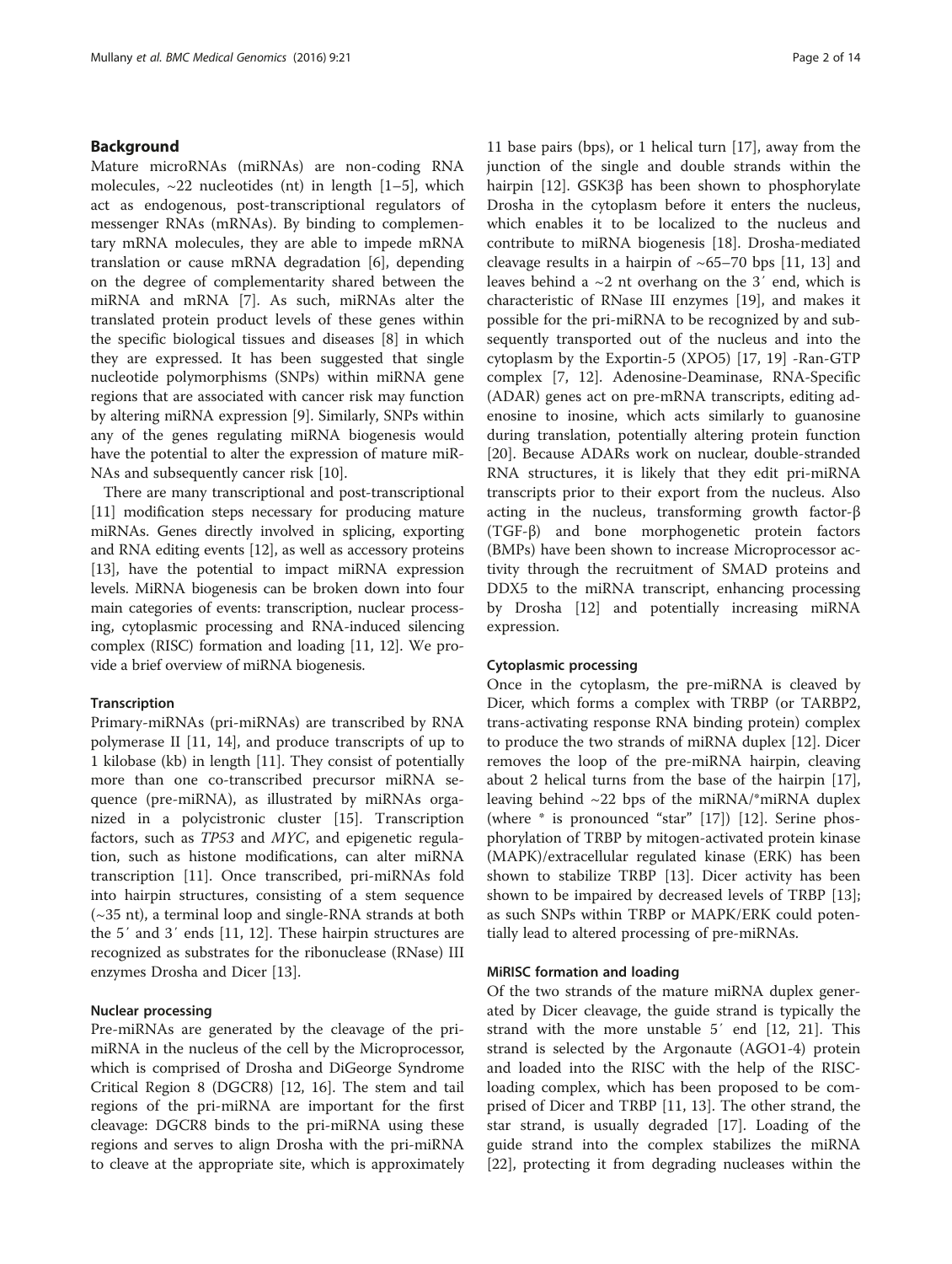## Background

Mature microRNAs (miRNAs) are non-coding RNA molecules, ~22 nucleotides (nt) in length [1–5], which act as endogenous, post-transcriptional regulators of messenger RNAs (mRNAs). By binding to complementary mRNA molecules, they are able to impede mRNA translation or cause mRNA degradation [6], depending on the degree of complementarity shared between the miRNA and mRNA [7]. As such, miRNAs alter the translated protein product levels of these genes within the specific biological tissues and diseases [8] in which they are expressed. It has been suggested that single nucleotide polymorphisms (SNPs) within miRNA gene regions that are associated with cancer risk may function by altering miRNA expression [9]. Similarly, SNPs within any of the genes regulating miRNA biogenesis would have the potential to alter the expression of mature miRNAs and subsequently cancer risk [10].

There are many transcriptional and post-transcriptional [11] modification steps necessary for producing mature miRNAs. Genes directly involved in splicing, exporting and RNA editing events [12], as well as accessory proteins [13], have the potential to impact miRNA expression levels. MiRNA biogenesis can be broken down into four main categories of events: transcription, nuclear processing, cytoplasmic processing and RNA-induced silencing complex (RISC) formation and loading [11, 12]. We provide a brief overview of miRNA biogenesis.

### Transcription

Primary-miRNAs (pri-miRNAs) are transcribed by RNA polymerase II [11, 14], and produce transcripts of up to 1 kilobase (kb) in length [11]. They consist of potentially more than one co-transcribed precursor miRNA sequence (pre-miRNA), as illustrated by miRNAs organized in a polycistronic cluster [15]. Transcription factors, such as *TP53* and *MYC*, and epigenetic regulation, such as histone modifications, can alter miRNA transcription [11]. Once transcribed, pri-miRNAs fold into hairpin structures, consisting of a stem sequence (~35 nt), a terminal loop and single-RNA strands at both the 5′ and 3′ ends [11, 12]. These hairpin structures are recognized as substrates for the ribonuclease (RNase) III enzymes Drosha and Dicer [13].

### Nuclear processing

Pre-miRNAs are generated by the cleavage of the pri-miRNA in the nucleus of the cell by the Microprocessor, which is comprised of Drosha and DiGeorge Syndrome Critical Region 8 (DGCR8) [12, 16]. The stem and tail regions of the pri-miRNA are important for the first cleavage: DGCR8 binds to the pri-miRNA using these regions and serves to align Drosha with the pri-miRNA to cleave at the appropriate site, which is approximately 11 base pairs (bps), or 1 helical turn [17], away from the junction of the single and double strands within the hairpin [12]. GSK3β has been shown to phosphorylate Drosha in the cytoplasm before it enters the nucleus, which enables it to be localized to the nucleus and contribute to miRNA biogenesis [18]. Drosha-mediated cleavage results in a hairpin of ~65–70 bps [11, 13] and leaves behind a ~2 nt overhang on the 3′ end, which is characteristic of RNase III enzymes [19], and makes it possible for the pri-miRNA to be recognized by and subsequently transported out of the nucleus and into the cytoplasm by the Exportin-5 (XPO5) [17, 19] -Ran-GTP complex [7, 12]. Adenosine-Deaminase, RNA-Specific (ADAR) genes act on pre-mRNA transcripts, editing adenosine to inosine, which acts similarly to guanosine during translation, potentially altering protein function [20]. Because ADARs work on nuclear, double-stranded RNA structures, it is likely that they edit pri-miRNA transcripts prior to their export from the nucleus. Also acting in the nucleus, transforming growth factor-β (TGF-β) and bone morphogenetic protein factors (BMPs) have been shown to increase Microprocessor activity through the recruitment of SMAD proteins and DDX5 to the miRNA transcript, enhancing processing by Drosha [12] and potentially increasing miRNA expression.

### Cytoplasmic processing

Once in the cytoplasm, the pre-miRNA is cleaved by Dicer, which forms a complex with TRBP (or TARBP2, trans-activating response RNA binding protein) complex to produce the two strands of miRNA duplex [12]. Dicer removes the loop of the pre-miRNA hairpin, cleaving about 2 helical turns from the base of the hairpin [17], leaving behind ~22 bps of the miRNA/*miRNA duplex (where * is pronounced "star" [17]) [12]. Serine phosphorylation of TRBP by mitogen-activated protein kinase (MAPK)/extracellular regulated kinase (ERK) has been shown to stabilize TRBP [13]. Dicer activity has been shown to be impaired by decreased levels of TRBP [13]; as such SNPs within TRBP or MAPK/ERK could potentially lead to altered processing of pre-miRNAs.

### MiRISC formation and loading

Of the two strands of the mature miRNA duplex generated by Dicer cleavage, the guide strand is typically the strand with the more unstable 5′ end [12, 21]. This strand is selected by the Argonaute (AGO1-4) protein and loaded into the RISC with the help of the RISC-loading complex, which has been proposed to be comprised of Dicer and TRBP [11, 13]. The other strand, the star strand, is usually degraded [17]. Loading of the guide strand into the complex stabilizes the miRNA [22], protecting it from degrading nucleases within the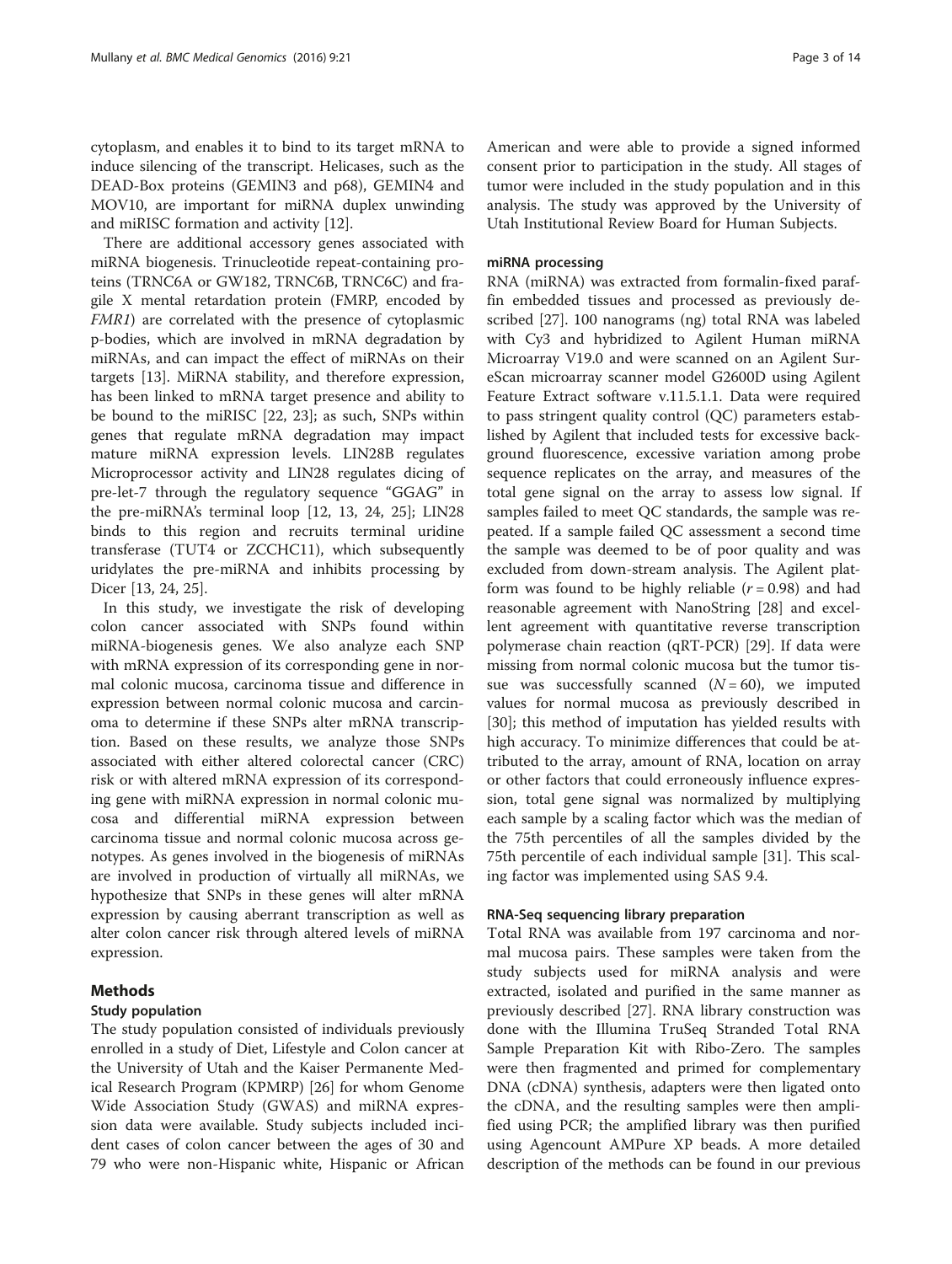cytoplasm, and enables it to bind to its target mRNA to induce silencing of the transcript. Helicases, such as the DEAD-Box proteins (GEMIN3 and p68), GEMIN4 and MOV10, are important for miRNA duplex unwinding and miRISC formation and activity [12].

There are additional accessory genes associated with miRNA biogenesis. Trinucleotide repeat-containing proteins (TRNC6A or GW182, TRNC6B, TRNC6C) and fragile X mental retardation protein (FMRP, encoded by *FMR1*) are correlated with the presence of cytoplasmic p-bodies, which are involved in mRNA degradation by miRNAs, and can impact the effect of miRNAs on their targets [13]. MiRNA stability, and therefore expression, has been linked to mRNA target presence and ability to be bound to the miRISC [22, 23]; as such, SNPs within genes that regulate mRNA degradation may impact mature miRNA expression levels. LIN28B regulates Microprocessor activity and LIN28 regulates dicing of pre-let-7 through the regulatory sequence "GGAG" in the pre-miRNA's terminal loop [12, 13, 24, 25]; LIN28 binds to this region and recruits terminal uridine transferase (TUT4 or ZCCHC11), which subsequently uridylates the pre-miRNA and inhibits processing by Dicer [13, 24, 25].

In this study, we investigate the risk of developing colon cancer associated with SNPs found within miRNA-biogenesis genes. We also analyze each SNP with mRNA expression of its corresponding gene in normal colonic mucosa, carcinoma tissue and difference in expression between normal colonic mucosa and carcinoma to determine if these SNPs alter mRNA transcription. Based on these results, we analyze those SNPs associated with either altered colorectal cancer (CRC) risk or with altered mRNA expression of its corresponding gene with miRNA expression in normal colonic mucosa and differential miRNA expression between carcinoma tissue and normal colonic mucosa across genotypes. As genes involved in the biogenesis of miRNAs are involved in production of virtually all miRNAs, we hypothesize that SNPs in these genes will alter mRNA expression by causing aberrant transcription as well as alter colon cancer risk through altered levels of miRNA expression.

## Methods

### Study population

The study population consisted of individuals previously enrolled in a study of Diet, Lifestyle and Colon cancer at the University of Utah and the Kaiser Permanente Medical Research Program (KPMRP) [26] for whom Genome Wide Association Study (GWAS) and miRNA expression data were available. Study subjects included incident cases of colon cancer between the ages of 30 and 79 who were non-Hispanic white, Hispanic or African American and were able to provide a signed informed consent prior to participation in the study. All stages of tumor were included in the study population and in this analysis. The study was approved by the University of Utah Institutional Review Board for Human Subjects.

### miRNA processing

RNA (miRNA) was extracted from formalin-fixed paraffin embedded tissues and processed as previously described [27]. 100 nanograms (ng) total RNA was labeled with Cy3 and hybridized to Agilent Human miRNA Microarray V19.0 and were scanned on an Agilent SureScan microarray scanner model G2600D using Agilent Feature Extract software v.11.5.1.1. Data were required to pass stringent quality control (QC) parameters established by Agilent that included tests for excessive background fluorescence, excessive variation among probe sequence replicates on the array, and measures of the total gene signal on the array to assess low signal. If samples failed to meet QC standards, the sample was repeated. If a sample failed QC assessment a second time the sample was deemed to be of poor quality and was excluded from down-stream analysis. The Agilent platform was found to be highly reliable ($r = 0.98$) and had reasonable agreement with NanoString [28] and excellent agreement with quantitative reverse transcription polymerase chain reaction (qRT-PCR) [29]. If data were missing from normal colonic mucosa but the tumor tissue was successfully scanned ($N = 60$), we imputed values for normal mucosa as previously described in [30]; this method of imputation has yielded results with high accuracy. To minimize differences that could be attributed to the array, amount of RNA, location on array or other factors that could erroneously influence expression, total gene signal was normalized by multiplying each sample by a scaling factor which was the median of the 75th percentiles of all the samples divided by the 75th percentile of each individual sample [31]. This scaling factor was implemented using SAS 9.4.

### RNA-Seq sequencing library preparation

Total RNA was available from 197 carcinoma and normal mucosa pairs. These samples were taken from the study subjects used for miRNA analysis and were extracted, isolated and purified in the same manner as previously described [27]. RNA library construction was done with the Illumina TruSeq Stranded Total RNA Sample Preparation Kit with Ribo-Zero. The samples were then fragmented and primed for complementary DNA (cDNA) synthesis, adapters were then ligated onto the cDNA, and the resulting samples were then amplified using PCR; the amplified library was then purified using Agencount AMPure XP beads. A more detailed description of the methods can be found in our previous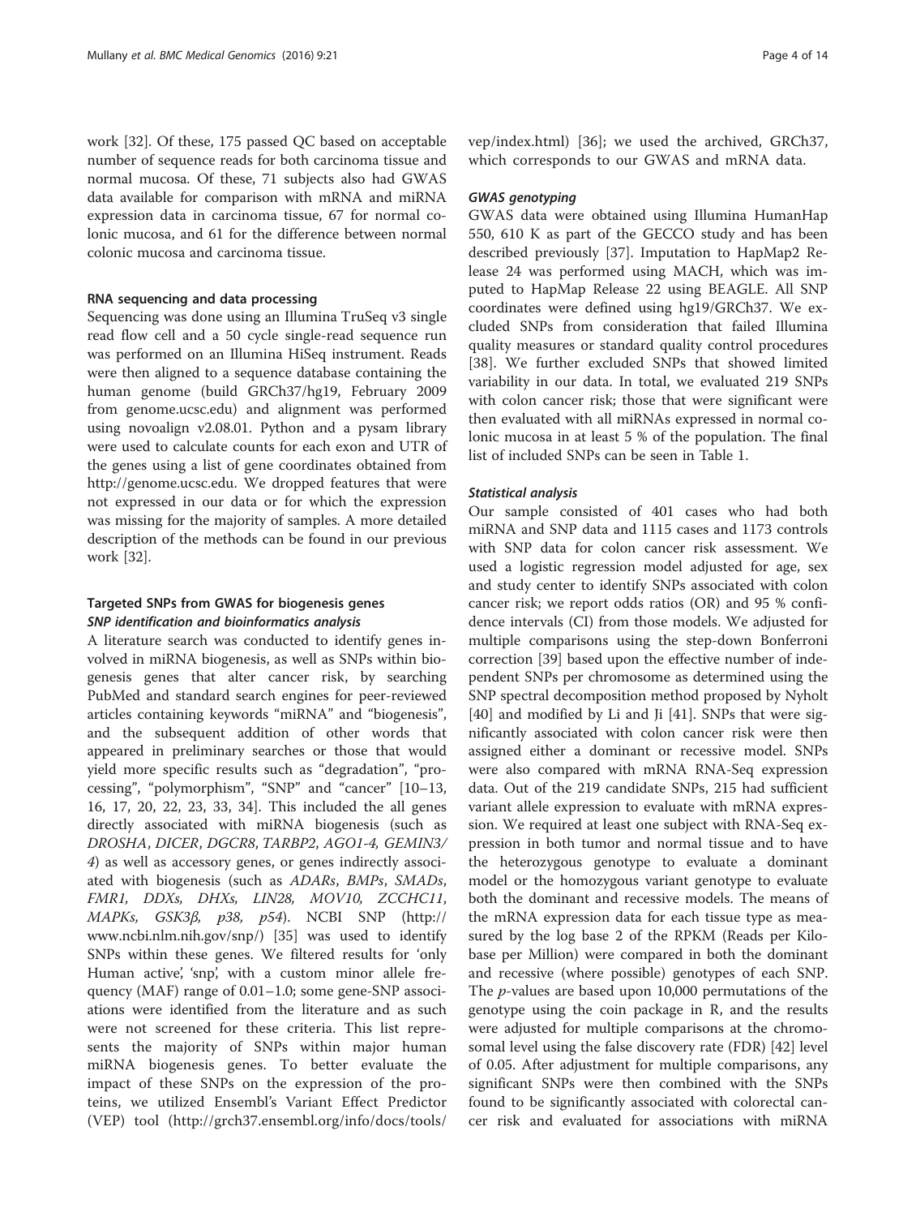work [32]. Of these, 175 passed QC based on acceptable number of sequence reads for both carcinoma tissue and normal mucosa. Of these, 71 subjects also had GWAS data available for comparison with mRNA and miRNA expression data in carcinoma tissue, 67 for normal colonic mucosa, and 61 for the difference between normal colonic mucosa and carcinoma tissue.

#### RNA sequencing and data processing

Sequencing was done using an Illumina TruSeq v3 single read flow cell and a 50 cycle single-read sequence run was performed on an Illumina HiSeq instrument. Reads were then aligned to a sequence database containing the human genome (build GRCh37/hg19, February 2009 from genome.ucsc.edu) and alignment was performed using novoalign v2.08.01. Python and a pysam library were used to calculate counts for each exon and UTR of the genes using a list of gene coordinates obtained from http://genome.ucsc.edu. We dropped features that were not expressed in our data or for which the expression was missing for the majority of samples. A more detailed description of the methods can be found in our previous work [32].

### Targeted SNPs from GWAS for biogenesis genes

#### *SNP identification and bioinformatics analysis*

A literature search was conducted to identify genes involved in miRNA biogenesis, as well as SNPs within biogenesis genes that alter cancer risk, by searching PubMed and standard search engines for peer-reviewed articles containing keywords "miRNA" and "biogenesis", and the subsequent addition of other words that appeared in preliminary searches or those that would yield more specific results such as "degradation", "processing", "polymorphism", "SNP" and "cancer" [10–13, 16, 17, 20, 22, 23, 33, 34]. This included the all genes directly associated with miRNA biogenesis (such as *DROSHA*, *DICER*, *DGCR8*, *TARBP2*, *AGO1-4, GEMIN3/4*) as well as accessory genes, or genes indirectly associated with biogenesis (such as *ADARs*, *BMPs*, *SMADs*, *FMR1, DDXs, DHXs, LIN28, MOV10, ZCCHC11, MAPKs, GSK3β, p38, p54*). NCBI SNP (http://www.ncbi.nlm.nih.gov/snp/) [35] was used to identify SNPs within these genes. We filtered results for 'only Human active', 'snp', with a custom minor allele frequency (MAF) range of 0.01–1.0; some gene-SNP associations were identified from the literature and as such were not screened for these criteria. This list represents the majority of SNPs within major human miRNA biogenesis genes. To better evaluate the impact of these SNPs on the expression of the proteins, we utilized Ensembl's Variant Effect Predictor (VEP) tool (http://grch37.ensembl.org/info/docs/tools/vep/index.html) [36]; we used the archived, GRCh37, which corresponds to our GWAS and mRNA data.

#### *GWAS genotyping*

GWAS data were obtained using Illumina HumanHap 550, 610 K as part of the GECCO study and has been described previously [37]. Imputation to HapMap2 Release 24 was performed using MACH, which was imputed to HapMap Release 22 using BEAGLE. All SNP coordinates were defined using hg19/GRCh37. We excluded SNPs from consideration that failed Illumina quality measures or standard quality control procedures [38]. We further excluded SNPs that showed limited variability in our data. In total, we evaluated 219 SNPs with colon cancer risk; those that were significant were then evaluated with all miRNAs expressed in normal colonic mucosa in at least 5 % of the population. The final list of included SNPs can be seen in Table 1.

#### *Statistical analysis*

Our sample consisted of 401 cases who had both miRNA and SNP data and 1115 cases and 1173 controls with SNP data for colon cancer risk assessment. We used a logistic regression model adjusted for age, sex and study center to identify SNPs associated with colon cancer risk; we report odds ratios (OR) and 95 % confidence intervals (CI) from those models. We adjusted for multiple comparisons using the step-down Bonferroni correction [39] based upon the effective number of independent SNPs per chromosome as determined using the SNP spectral decomposition method proposed by Nyholt [40] and modified by Li and Ji [41]. SNPs that were significantly associated with colon cancer risk were then assigned either a dominant or recessive model. SNPs were also compared with mRNA RNA-Seq expression data. Out of the 219 candidate SNPs, 215 had sufficient variant allele expression to evaluate with mRNA expression. We required at least one subject with RNA-Seq expression in both tumor and normal tissue and to have the heterozygous genotype to evaluate a dominant model or the homozygous variant genotype to evaluate both the dominant and recessive models. The means of the mRNA expression data for each tissue type as measured by the log base 2 of the RPKM (Reads per Kilobase per Million) were compared in both the dominant and recessive (where possible) genotypes of each SNP. The *p*-values are based upon 10,000 permutations of the genotype using the coin package in R, and the results were adjusted for multiple comparisons at the chromosomal level using the false discovery rate (FDR) [42] level of 0.05. After adjustment for multiple comparisons, any significant SNPs were then combined with the SNPs found to be significantly associated with colorectal cancer risk and evaluated for associations with miRNA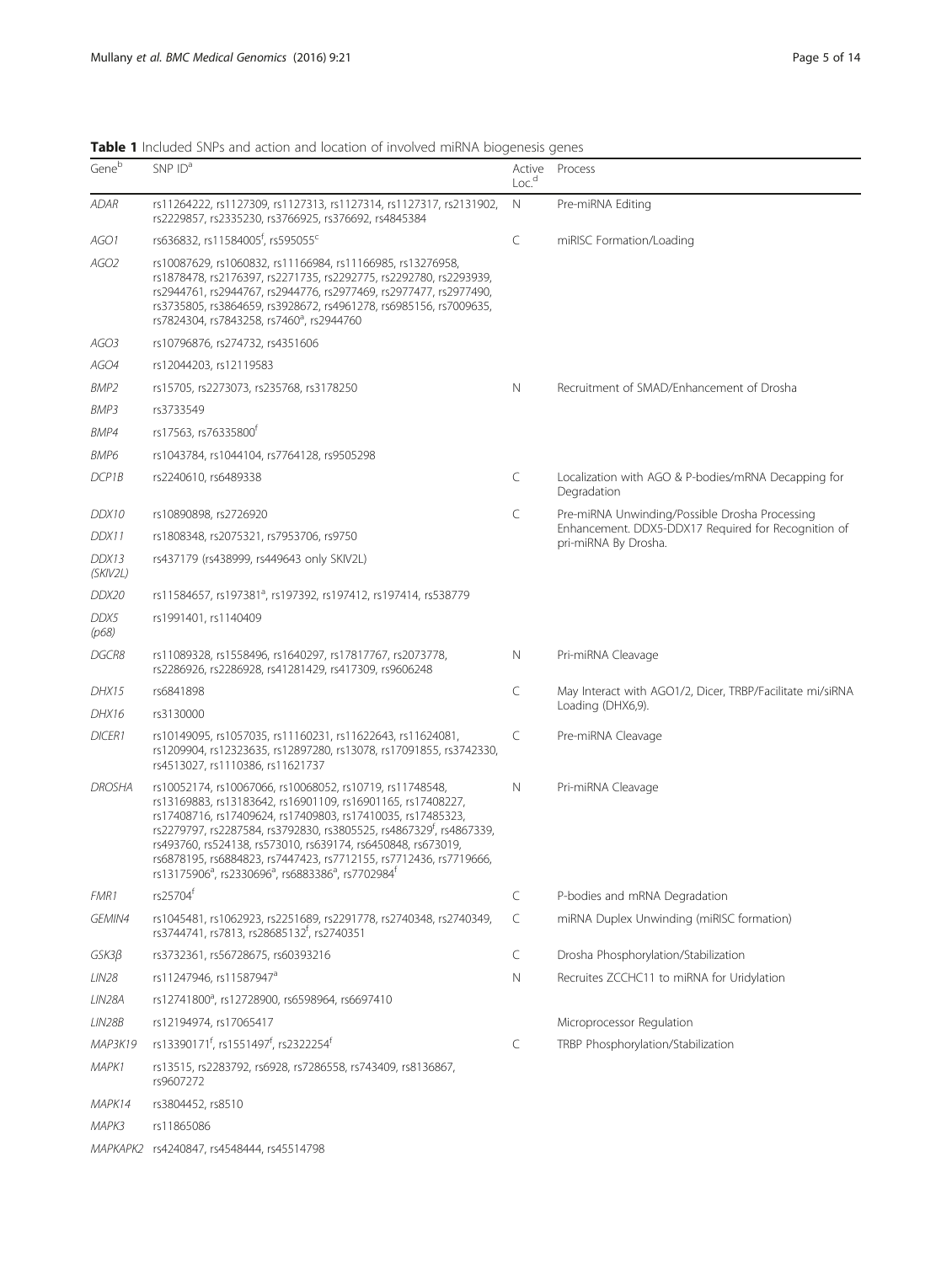**Table 1** Included SNPs and action and location of involved miRNA biogenesis genes

| Gene[b] | SNP ID[a] | Active Loc.[d] | Process |
|---|---|---|---|
| *ADAR* | rs11264222, rs1127309, rs1127313, rs1127314, rs1127317, rs2131902, rs2229857, rs2335230, rs3766925, rs376692, rs4845384 | N | Pre-miRNA Editing |
| *AGO1* | rs636832, rs11584005[f], rs595055[c] | C | miRISC Formation/Loading |
| *AGO2* | rs10087629, rs1060832, rs11166984, rs11166985, rs13276958, rs1878478, rs2176397, rs2271735, rs2292775, rs2292780, rs2293939, rs2944761, rs2944767, rs2944776, rs2977469, rs2977477, rs2977490, rs3735805, rs3864659, rs3928672, rs4961278, rs6985156, rs7009635, rs7824304, rs7843258, rs7460[a], rs2944760 | | |
| *AGO3* | rs10796876, rs274732, rs4351606 | | |
| *AGO4* | rs12044203, rs12119583 | | |
| *BMP2* | rs15705, rs2273073, rs235768, rs3178250 | N | Recruitment of SMAD/Enhancement of Drosha |
| *BMP3* | rs3733549 | | |
| *BMP4* | rs17563, rs76335800[f] | | |
| *BMP6* | rs1043784, rs1044104, rs7764128, rs9505298 | | |
| *DCP1B* | rs2240610, rs6489338 | C | Localization with AGO & P-bodies/mRNA Decapping for Degradation |
| *DDX10* | rs10890898, rs2726920 | C | Pre-miRNA Unwinding/Possible Drosha Processing Enhancement. DDX5-DDX17 Required for Recognition of pri-miRNA By Drosha. |
| *DDX11* | rs1808348, rs2075321, rs7953706, rs9750 | | |
| *DDX13 (SKIV2L)* | rs437179 (rs438999, rs449643 only SKIV2L) | | |
| *DDX20* | rs11584657, rs197381[a], rs197392, rs197412, rs197414, rs538779 | | |
| *DDX5 (p68)* | rs1991401, rs1140409 | | |
| *DGCR8* | rs11089328, rs1558496, rs1640297, rs17817767, rs2073778, rs2286926, rs2286928, rs41281429, rs417309, rs9606248 | N | Pri-miRNA Cleavage |
| *DHX15* | rs6841898 | C | May Interact with AGO1/2, Dicer, TRBP/Facilitate mi/siRNA Loading (DHX6,9). |
| *DHX16* | rs3130000 | | |
| *DICER1* | rs10149095, rs1057035, rs11160231, rs11622643, rs11624081, rs1209904, rs12323635, rs12897280, rs13078, rs17091855, rs3742330, rs4513027, rs1110386, rs11621737 | C | Pre-miRNA Cleavage |
| *DROSHA* | rs10052174, rs10067066, rs10068052, rs10719, rs11748548, rs13169883, rs13183642, rs16901109, rs16901165, rs17408227, rs17408716, rs17409624, rs17409803, rs17410035, rs17485323, rs2279797, rs2287584, rs3792830, rs3805525, rs4867329[f], rs4867339, rs493760, rs524138, rs573010, rs639174, rs6450848, rs673019, rs6878195, rs6884823, rs7447423, rs7712155, rs7712436, rs7719666, rs13175906[a], rs2330696[a], rs6883386[a], rs7702984[f] | N | Pri-miRNA Cleavage |
| *FMR1* | rs25704[f] | C | P-bodies and mRNA Degradation |
| *GEMIN4* | rs1045481, rs1062923, rs2251689, rs2291778, rs2740348, rs2740349, rs3744741, rs7813, rs28685132[f], rs2740351 | C | miRNA Duplex Unwinding (miRISC formation) |
| *GSK3β* | rs3732361, rs56728675, rs60393216 | C | Drosha Phosphorylation/Stabilization |
| *LIN28* | rs11247946, rs11587947[a] | N | Recruites ZCCHC11 to miRNA for Uridylation |
| *LIN28A* | rs12741800[a], rs12728900, rs6598964, rs6697410 | | |
| *LIN28B* | rs12194974, rs17065417 | | Microprocessor Regulation |
| *MAP3K19* | rs13390171[f], rs1551497[f], rs2322254[f] | C | TRBP Phosphorylation/Stabilization |
| *MAPK1* | rs13515, rs2283792, rs6928, rs7286558, rs743409, rs8136867, rs9607272 | | |
| *MAPK14* | rs3804452, rs8510 | | |
| *MAPK3* | rs11865086 | | |
| *MAPKAPK2* | rs4240847, rs4548444, rs45514798 | | |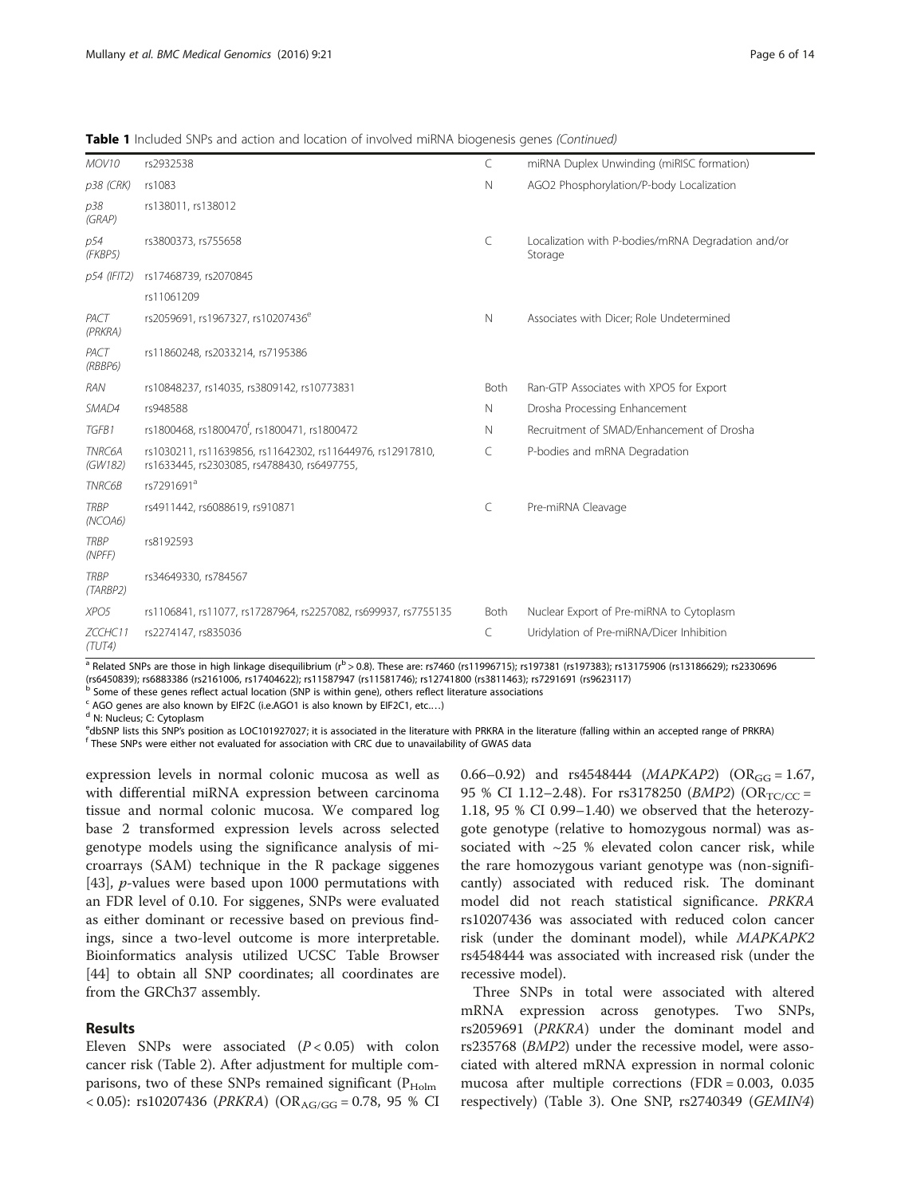**Table 1** Included SNPs and action and location of involved miRNA biogenesis genes *(Continued)*

| | | | |
|---|---|---|---|
| *MOV10* | rs2932538 | C | miRNA Duplex Unwinding (miRISC formation) |
| *p38 (CRK)* | rs1083 | N | AGO2 Phosphorylation/P-body Localization |
| *p38 (GRAP)* | rs138011, rs138012 | | |
| *p54 (FKBP5)* | rs3800373, rs755658 | C | Localization with P-bodies/mRNA Degradation and/or Storage |
| *p54 (IFIT2)* | rs17468739, rs2070845 | | |
| | rs11061209 | | |
| *PACT (PRKRA)* | rs2059691, rs1967327, rs10207436[e] | N | Associates with Dicer; Role Undetermined |
| *PACT (RBBP6)* | rs11860248, rs2033214, rs7195386 | | |
| *RAN* | rs10848237, rs14035, rs3809142, rs10773831 | Both | Ran-GTP Associates with XPO5 for Export |
| *SMAD4* | rs948588 | N | Drosha Processing Enhancement |
| *TGFB1* | rs1800468, rs1800470[f], rs1800471, rs1800472 | N | Recruitment of SMAD/Enhancement of Drosha |
| *TNRC6A (GW182)* | rs1030211, rs11639856, rs11642302, rs11644976, rs12917810, rs1633445, rs2303085, rs4788430, rs6497755, | C | P-bodies and mRNA Degradation |
| *TNRC6B* | rs7291691[a] | | |
| *TRBP (NCOA6)* | rs4911442, rs6088619, rs910871 | C | Pre-miRNA Cleavage |
| *TRBP (NPFF)* | rs8192593 | | |
| *TRBP (TARBP2)* | rs34649330, rs784567 | | |
| *XPO5* | rs1106841, rs11077, rs17287964, rs2257082, rs699937, rs7755135 | Both | Nuclear Export of Pre-miRNA to Cytoplasm |
| *ZCCHC11 (TUT4)* | rs2274147, rs835036 | C | Uridylation of Pre-miRNA/Dicer Inhibition |

[a] Related SNPs are those in high linkage disequilibrium ($r^b > 0.8$). These are: rs7460 (rs11996715); rs197381 (rs197383); rs13175906 (rs13186629); rs2330696 (rs6450839); rs6883386 (rs2161006, rs17404622); rs11587947 (rs11581746); rs12741800 (rs3811463); rs7291691 (rs9623117)
[b] Some of these genes reflect actual location (SNP is within gene), others reflect literature associations
[c] AGO genes are also known by EIF2C (i.e.AGO1 is also known by EIF2C1, etc.…)
[d] N: Nucleus; C: Cytoplasm
[e] dbSNP lists this SNP's position as LOC101927027; it is associated in the literature with PRKRA in the literature (falling within an accepted range of PRKRA)
[f] These SNPs were either not evaluated for association with CRC due to unavailability of GWAS data

expression levels in normal colonic mucosa as well as with differential miRNA expression between carcinoma tissue and normal colonic mucosa. We compared log base 2 transformed expression levels across selected genotype models using the significance analysis of microarrays (SAM) technique in the R package siggenes [43], *p*-values were based upon 1000 permutations with an FDR level of 0.10. For siggenes, SNPs were evaluated as either dominant or recessive based on previous findings, since a two-level outcome is more interpretable. Bioinformatics analysis utilized UCSC Table Browser [44] to obtain all SNP coordinates; all coordinates are from the GRCh37 assembly.

## Results

Eleven SNPs were associated ($P < 0.05$) with colon cancer risk (Table 2). After adjustment for multiple comparisons, two of these SNPs remained significant ($P_{Holm} < 0.05$): rs10207436 (*PRKRA*) ($OR_{AG/GG} = 0.78$, 95 % CI 0.66–0.92) and rs4548444 (*MAPKAP2*) ($OR_{GG} = 1.67$, 95 % CI 1.12–2.48). For rs3178250 (*BMP2*) ($OR_{TC/CC} = 1.18$, 95 % CI 0.99–1.40) we observed that the heterozygote genotype (relative to homozygous normal) was associated with ~25 % elevated colon cancer risk, while the rare homozygous variant genotype was (non-significantly) associated with reduced risk. The dominant model did not reach statistical significance. *PRKRA* rs10207436 was associated with reduced colon cancer risk (under the dominant model), while *MAPKAPK2* rs4548444 was associated with increased risk (under the recessive model).

Three SNPs in total were associated with altered mRNA expression across genotypes. Two SNPs, rs2059691 (*PRKRA*) under the dominant model and rs235768 (*BMP2*) under the recessive model, were associated with altered mRNA expression in normal colonic mucosa after multiple corrections (FDR = 0.003, 0.035 respectively) (Table 3). One SNP, rs2740349 (*GEMIN4*)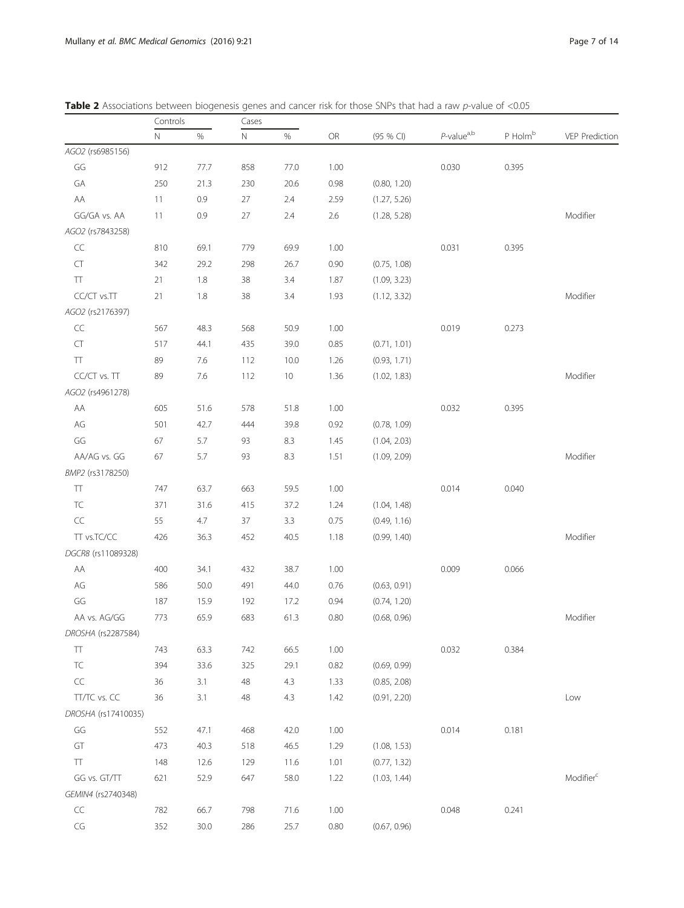**Table 2** Associations between biogenesis genes and cancer risk for those SNPs that had a raw *p*-value of <0.05

| | Controls | | Cases | | | | | | |
|---|---|---|---|---|---|---|---|---|---|
| | N | % | N | % | OR | (95 % CI) | *P*-value[a,b] | P Holm[b] | VEP Prediction |
| *AGO2* (rs6985156) | | | | | | | | | |
| GG | 912 | 77.7 | 858 | 77.0 | 1.00 | | 0.030 | 0.395 | |
| GA | 250 | 21.3 | 230 | 20.6 | 0.98 | (0.80, 1.20) | | | |
| AA | 11 | 0.9 | 27 | 2.4 | 2.59 | (1.27, 5.26) | | | |
| GG/GA vs. AA | 11 | 0.9 | 27 | 2.4 | 2.6 | (1.28, 5.28) | | | Modifier |
| *AGO2* (rs7843258) | | | | | | | | | |
| CC | 810 | 69.1 | 779 | 69.9 | 1.00 | | 0.031 | 0.395 | |
| CT | 342 | 29.2 | 298 | 26.7 | 0.90 | (0.75, 1.08) | | | |
| TT | 21 | 1.8 | 38 | 3.4 | 1.87 | (1.09, 3.23) | | | |
| CC/CT vs.TT | 21 | 1.8 | 38 | 3.4 | 1.93 | (1.12, 3.32) | | | Modifier |
| *AGO2* (rs2176397) | | | | | | | | | |
| CC | 567 | 48.3 | 568 | 50.9 | 1.00 | | 0.019 | 0.273 | |
| CT | 517 | 44.1 | 435 | 39.0 | 0.85 | (0.71, 1.01) | | | |
| TT | 89 | 7.6 | 112 | 10.0 | 1.26 | (0.93, 1.71) | | | |
| CC/CT vs. TT | 89 | 7.6 | 112 | 10 | 1.36 | (1.02, 1.83) | | | Modifier |
| *AGO2* (rs4961278) | | | | | | | | | |
| AA | 605 | 51.6 | 578 | 51.8 | 1.00 | | 0.032 | 0.395 | |
| AG | 501 | 42.7 | 444 | 39.8 | 0.92 | (0.78, 1.09) | | | |
| GG | 67 | 5.7 | 93 | 8.3 | 1.45 | (1.04, 2.03) | | | |
| AA/AG vs. GG | 67 | 5.7 | 93 | 8.3 | 1.51 | (1.09, 2.09) | | | Modifier |
| *BMP2* (rs3178250) | | | | | | | | | |
| TT | 747 | 63.7 | 663 | 59.5 | 1.00 | | 0.014 | 0.040 | |
| TC | 371 | 31.6 | 415 | 37.2 | 1.24 | (1.04, 1.48) | | | |
| CC | 55 | 4.7 | 37 | 3.3 | 0.75 | (0.49, 1.16) | | | |
| TT vs.TC/CC | 426 | 36.3 | 452 | 40.5 | 1.18 | (0.99, 1.40) | | | Modifier |
| *DGCR8* (rs11089328) | | | | | | | | | |
| AA | 400 | 34.1 | 432 | 38.7 | 1.00 | | 0.009 | 0.066 | |
| AG | 586 | 50.0 | 491 | 44.0 | 0.76 | (0.63, 0.91) | | | |
| GG | 187 | 15.9 | 192 | 17.2 | 0.94 | (0.74, 1.20) | | | |
| AA vs. AG/GG | 773 | 65.9 | 683 | 61.3 | 0.80 | (0.68, 0.96) | | | Modifier |
| *DROSHA* (rs2287584) | | | | | | | | | |
| TT | 743 | 63.3 | 742 | 66.5 | 1.00 | | 0.032 | 0.384 | |
| TC | 394 | 33.6 | 325 | 29.1 | 0.82 | (0.69, 0.99) | | | |
| CC | 36 | 3.1 | 48 | 4.3 | 1.33 | (0.85, 2.08) | | | |
| TT/TC vs. CC | 36 | 3.1 | 48 | 4.3 | 1.42 | (0.91, 2.20) | | | Low |
| *DROSHA* (rs17410035) | | | | | | | | | |
| GG | 552 | 47.1 | 468 | 42.0 | 1.00 | | 0.014 | 0.181 | |
| GT | 473 | 40.3 | 518 | 46.5 | 1.29 | (1.08, 1.53) | | | |
| TT | 148 | 12.6 | 129 | 11.6 | 1.01 | (0.77, 1.32) | | | |
| GG vs. GT/TT | 621 | 52.9 | 647 | 58.0 | 1.22 | (1.03, 1.44) | | | Modifier[c] |
| *GEMIN4* (rs2740348) | | | | | | | | | |
| CC | 782 | 66.7 | 798 | 71.6 | 1.00 | | 0.048 | 0.241 | |
| CG | 352 | 30.0 | 286 | 25.7 | 0.80 | (0.67, 0.96) | | | |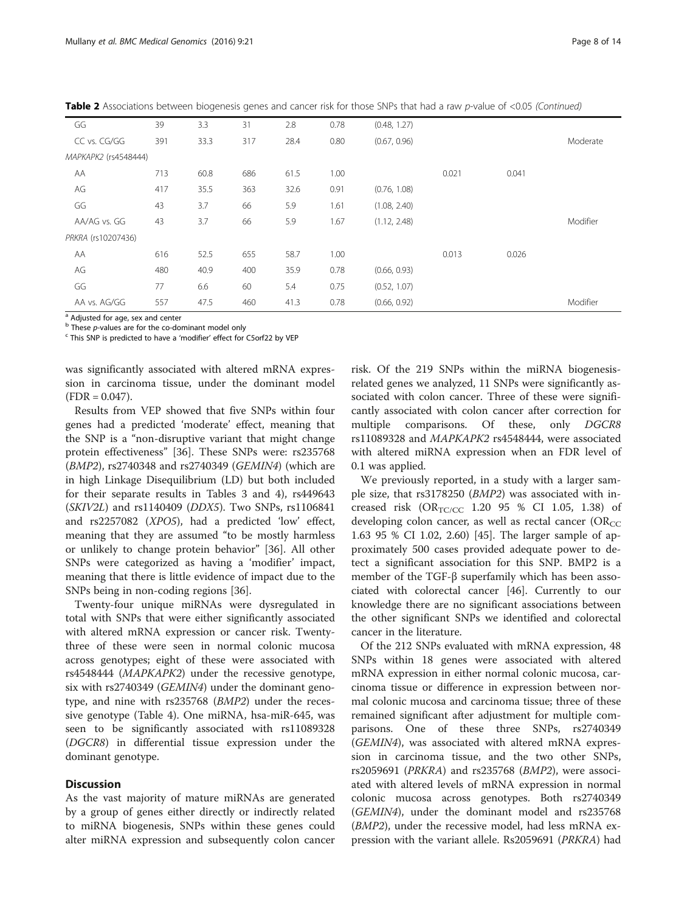**Table 2** Associations between biogenesis genes and cancer risk for those SNPs that had a raw *p*-value of <0.05 *(Continued)*

| | | | | | | | | | |
|---|---|---|---|---|---|---|---|---|---|
| GG | 39 | 3.3 | 31 | 2.8 | 0.78 | (0.48, 1.27) | | | |
| CC vs. CG/GG | 391 | 33.3 | 317 | 28.4 | 0.80 | (0.67, 0.96) | | | Moderate |
| *MAPKAPK2* (rs4548444) | | | | | | | | | |
| AA | 713 | 60.8 | 686 | 61.5 | 1.00 | | 0.021 | 0.041 | |
| AG | 417 | 35.5 | 363 | 32.6 | 0.91 | (0.76, 1.08) | | | |
| GG | 43 | 3.7 | 66 | 5.9 | 1.61 | (1.08, 2.40) | | | |
| AA/AG vs. GG | 43 | 3.7 | 66 | 5.9 | 1.67 | (1.12, 2.48) | | | Modifier |
| *PRKRA* (rs10207436) | | | | | | | | | |
| AA | 616 | 52.5 | 655 | 58.7 | 1.00 | | 0.013 | 0.026 | |
| AG | 480 | 40.9 | 400 | 35.9 | 0.78 | (0.66, 0.93) | | | |
| GG | 77 | 6.6 | 60 | 5.4 | 0.75 | (0.52, 1.07) | | | |
| AA vs. AG/GG | 557 | 47.5 | 460 | 41.3 | 0.78 | (0.66, 0.92) | | | Modifier |

[a] Adjusted for age, sex and center
[b] These *p*-values are for the co-dominant model only
[c] This SNP is predicted to have a 'modifier' effect for C5orf22 by VEP

was significantly associated with altered mRNA expression in carcinoma tissue, under the dominant model (FDR = 0.047).

Results from VEP showed that five SNPs within four genes had a predicted 'moderate' effect, meaning that the SNP is a "non-disruptive variant that might change protein effectiveness" [36]. These SNPs were: rs235768 (*BMP2*), rs2740348 and rs2740349 (*GEMIN4*) (which are in high Linkage Disequilibrium (LD) but both included for their separate results in Tables 3 and 4), rs449643 (*SKIV2L*) and rs1140409 (*DDX5*). Two SNPs, rs1106841 and rs2257082 (*XPO5*), had a predicted 'low' effect, meaning that they are assumed "to be mostly harmless or unlikely to change protein behavior" [36]. All other SNPs were categorized as having a 'modifier' impact, meaning that there is little evidence of impact due to the SNPs being in non-coding regions [36].

Twenty-four unique miRNAs were dysregulated in total with SNPs that were either significantly associated with altered mRNA expression or cancer risk. Twenty-three of these were seen in normal colonic mucosa across genotypes; eight of these were associated with rs4548444 (*MAPKAPK2*) under the recessive genotype, six with rs2740349 (*GEMIN4*) under the dominant genotype, and nine with rs235768 (*BMP2*) under the recessive genotype (Table 4). One miRNA, hsa-miR-645, was seen to be significantly associated with rs11089328 (*DGCR8*) in differential tissue expression under the dominant genotype.

## Discussion

As the vast majority of mature miRNAs are generated by a group of genes either directly or indirectly related to miRNA biogenesis, SNPs within these genes could alter miRNA expression and subsequently colon cancer risk. Of the 219 SNPs within the miRNA biogenesis-related genes we analyzed, 11 SNPs were significantly associated with colon cancer. Three of these were significantly associated with colon cancer after correction for multiple comparisons. Of these, only *DGCR8* rs11089328 and *MAPKAPK2* rs4548444, were associated with altered miRNA expression when an FDR level of 0.1 was applied.

We previously reported, in a study with a larger sample size, that rs3178250 (*BMP2*) was associated with increased risk ($OR_{TC/CC}$ 1.20 95 % CI 1.05, 1.38) of developing colon cancer, as well as rectal cancer ($OR_{CC}$ 1.63 95 % CI 1.02, 2.60) [45]. The larger sample of approximately 500 cases provided adequate power to detect a significant association for this SNP. BMP2 is a member of the TGF-β superfamily which has been associated with colorectal cancer [46]. Currently to our knowledge there are no significant associations between the other significant SNPs we identified and colorectal cancer in the literature.

Of the 212 SNPs evaluated with mRNA expression, 48 SNPs within 18 genes were associated with altered mRNA expression in either normal colonic mucosa, carcinoma tissue or difference in expression between normal colonic mucosa and carcinoma tissue; three of these remained significant after adjustment for multiple comparisons. One of these three SNPs, rs2740349 (*GEMIN4*), was associated with altered mRNA expression in carcinoma tissue, and the two other SNPs, rs2059691 (*PRKRA*) and rs235768 (*BMP2*), were associated with altered levels of mRNA expression in normal colonic mucosa across genotypes. Both rs2740349 (*GEMIN4*), under the dominant model and rs235768 (*BMP2*), under the recessive model, had less mRNA expression with the variant allele. Rs2059691 (*PRKRA*) had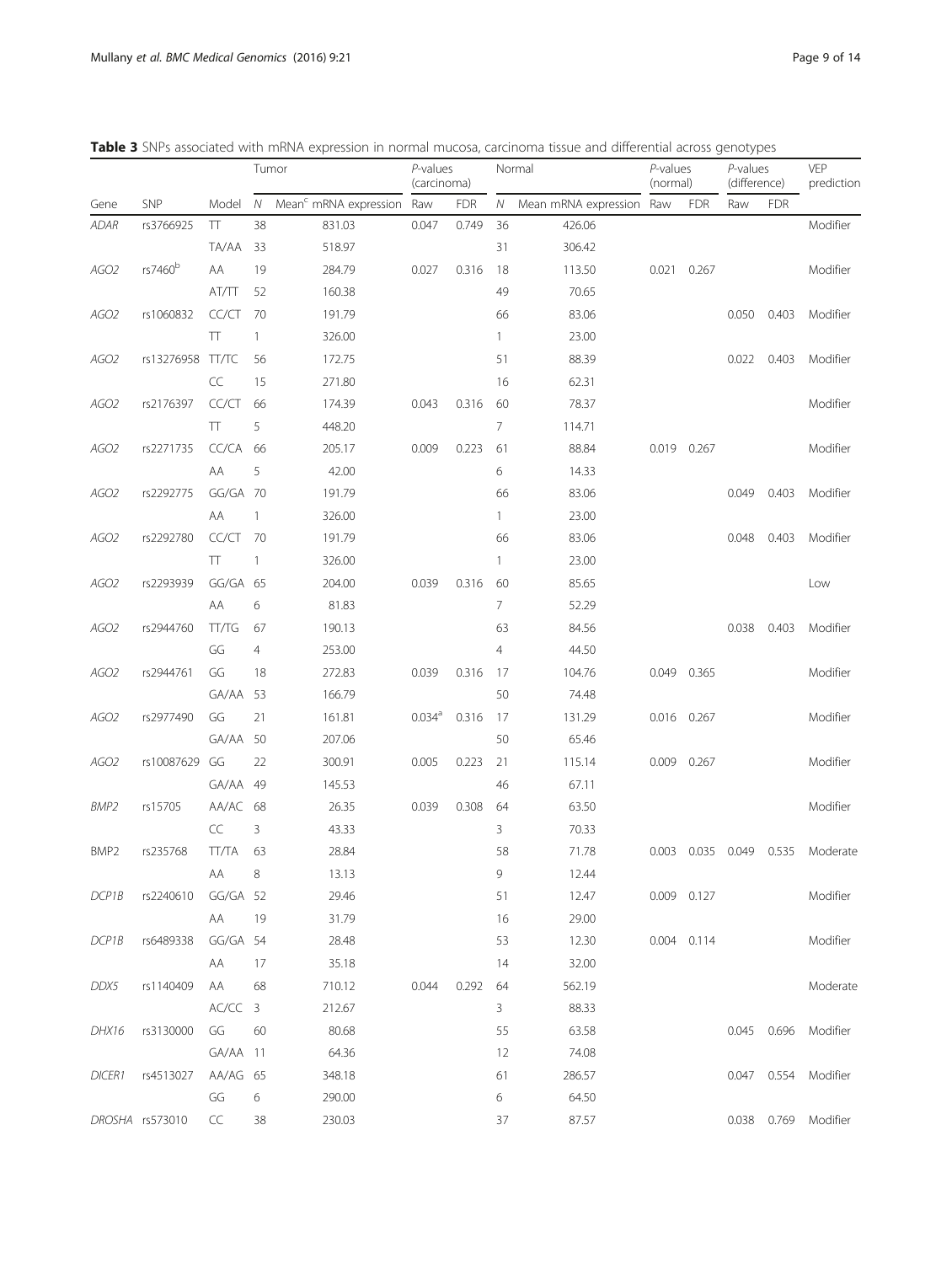**Table 3** SNPs associated with mRNA expression in normal mucosa, carcinoma tissue and differential across genotypes

| | | | Tumor | | *P*-values (carcinoma) | | Normal | | *P*-values (normal) | | *P*-values (difference) | | VEP prediction |
|---|---|---|---|---|---|---|---|---|---|---|---|---|---|
| Gene | SNP | Model | *N* | Mean[c] mRNA expression | Raw | FDR | *N* | Mean mRNA expression | Raw | FDR | Raw | FDR | |
| *ADAR* | rs3766925 | TT | 38 | 831.03 | 0.047 | 0.749 | 36 | 426.06 | | | | | Modifier |
| | | TA/AA | 33 | 518.97 | | | 31 | 306.42 | | | | | |
| *AGO2* | rs7460[b] | AA | 19 | 284.79 | 0.027 | 0.316 | 18 | 113.50 | 0.021 | 0.267 | | | Modifier |
| | | AT/TT | 52 | 160.38 | | | 49 | 70.65 | | | | | |
| *AGO2* | rs1060832 | CC/CT | 70 | 191.79 | | | 66 | 83.06 | | | 0.050 | 0.403 | Modifier |
| | | TT | 1 | 326.00 | | | 1 | 23.00 | | | | | |
| *AGO2* | rs13276958 | TT/TC | 56 | 172.75 | | | 51 | 88.39 | | | 0.022 | 0.403 | Modifier |
| | | CC | 15 | 271.80 | | | 16 | 62.31 | | | | | |
| *AGO2* | rs2176397 | CC/CT | 66 | 174.39 | 0.043 | 0.316 | 60 | 78.37 | | | | | Modifier |
| | | TT | 5 | 448.20 | | | 7 | 114.71 | | | | | |
| *AGO2* | rs2271735 | CC/CA | 66 | 205.17 | 0.009 | 0.223 | 61 | 88.84 | 0.019 | 0.267 | | | Modifier |
| | | AA | 5 | 42.00 | | | 6 | 14.33 | | | | | |
| *AGO2* | rs2292775 | GG/GA | 70 | 191.79 | | | 66 | 83.06 | | | 0.049 | 0.403 | Modifier |
| | | AA | 1 | 326.00 | | | 1 | 23.00 | | | | | |
| *AGO2* | rs2292780 | CC/CT | 70 | 191.79 | | | 66 | 83.06 | | | 0.048 | 0.403 | Modifier |
| | | TT | 1 | 326.00 | | | 1 | 23.00 | | | | | |
| *AGO2* | rs2293939 | GG/GA | 65 | 204.00 | 0.039 | 0.316 | 60 | 85.65 | | | | | Low |
| | | AA | 6 | 81.83 | | | 7 | 52.29 | | | | | |
| *AGO2* | rs2944760 | TT/TG | 67 | 190.13 | | | 63 | 84.56 | | | 0.038 | 0.403 | Modifier |
| | | GG | 4 | 253.00 | | | 4 | 44.50 | | | | | |
| *AGO2* | rs2944761 | GG | 18 | 272.83 | 0.039 | 0.316 | 17 | 104.76 | 0.049 | 0.365 | | | Modifier |
| | | GA/AA | 53 | 166.79 | | | 50 | 74.48 | | | | | |
| *AGO2* | rs2977490 | GG | 21 | 161.81 | 0.034[a] | 0.316 | 17 | 131.29 | 0.016 | 0.267 | | | Modifier |
| | | GA/AA | 50 | 207.06 | | | 50 | 65.46 | | | | | |
| *AGO2* | rs10087629 | GG | 22 | 300.91 | 0.005 | 0.223 | 21 | 115.14 | 0.009 | 0.267 | | | Modifier |
| | | GA/AA | 49 | 145.53 | | | 46 | 67.11 | | | | | |
| *BMP2* | rs15705 | AA/AC | 68 | 26.35 | 0.039 | 0.308 | 64 | 63.50 | | | | | Modifier |
| | | CC | 3 | 43.33 | | | 3 | 70.33 | | | | | |
| BMP2 | rs235768 | TT/TA | 63 | 28.84 | | | 58 | 71.78 | 0.003 | 0.035 | 0.049 | 0.535 | Moderate |
| | | AA | 8 | 13.13 | | | 9 | 12.44 | | | | | |
| *DCP1B* | rs2240610 | GG/GA | 52 | 29.46 | | | 51 | 12.47 | 0.009 | 0.127 | | | Modifier |
| | | AA | 19 | 31.79 | | | 16 | 29.00 | | | | | |
| *DCP1B* | rs6489338 | GG/GA | 54 | 28.48 | | | 53 | 12.30 | 0.004 | 0.114 | | | Modifier |
| | | AA | 17 | 35.18 | | | 14 | 32.00 | | | | | |
| *DDX5* | rs1140409 | AA | 68 | 710.12 | 0.044 | 0.292 | 64 | 562.19 | | | | | Moderate |
| | | AC/CC | 3 | 212.67 | | | 3 | 88.33 | | | | | |
| *DHX16* | rs3130000 | GG | 60 | 80.68 | | | 55 | 63.58 | | | 0.045 | 0.696 | Modifier |
| | | GA/AA | 11 | 64.36 | | | 12 | 74.08 | | | | | |
| *DICER1* | rs4513027 | AA/AG | 65 | 348.18 | | | 61 | 286.57 | | | 0.047 | 0.554 | Modifier |
| | | GG | 6 | 290.00 | | | 6 | 64.50 | | | | | |
| *DROSHA* | rs573010 | CC | 38 | 230.03 | | | 37 | 87.57 | | | 0.038 | 0.769 | Modifier |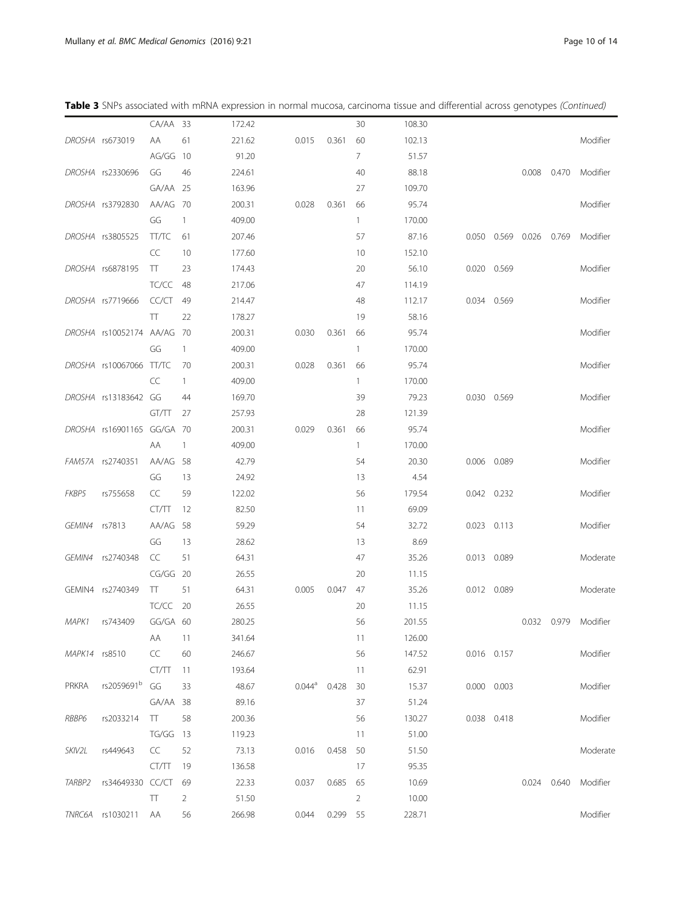**Table 3** SNPs associated with mRNA expression in normal mucosa, carcinoma tissue and differential across genotypes *(Continued)*

| | | | | | | | | | | | | | |
|---|---|---|---|---|---|---|---|---|---|---|---|---|---|
| | | CA/AA | 33 | 172.42 | | | 30 | 108.30 | | | | | |
| *DROSHA* | rs673019 | AA | 61 | 221.62 | 0.015 | 0.361 | 60 | 102.13 | | | | | Modifier |
| | | AG/GG | 10 | 91.20 | | | 7 | 51.57 | | | | | |
| *DROSHA* | rs2330696 | GG | 46 | 224.61 | | | 40 | 88.18 | | | 0.008 | 0.470 | Modifier |
| | | GA/AA | 25 | 163.96 | | | 27 | 109.70 | | | | | |
| *DROSHA* | rs3792830 | AA/AG | 70 | 200.31 | 0.028 | 0.361 | 66 | 95.74 | | | | | Modifier |
| | | GG | 1 | 409.00 | | | 1 | 170.00 | | | | | |
| *DROSHA* | rs3805525 | TT/TC | 61 | 207.46 | | | 57 | 87.16 | 0.050 | 0.569 | 0.026 | 0.769 | Modifier |
| | | CC | 10 | 177.60 | | | 10 | 152.10 | | | | | |
| *DROSHA* | rs6878195 | TT | 23 | 174.43 | | | 20 | 56.10 | 0.020 | 0.569 | | | Modifier |
| | | TC/CC | 48 | 217.06 | | | 47 | 114.19 | | | | | |
| *DROSHA* | rs7719666 | CC/CT | 49 | 214.47 | | | 48 | 112.17 | 0.034 | 0.569 | | | Modifier |
| | | TT | 22 | 178.27 | | | 19 | 58.16 | | | | | |
| *DROSHA* | rs10052174 | AA/AG | 70 | 200.31 | 0.030 | 0.361 | 66 | 95.74 | | | | | Modifier |
| | | GG | 1 | 409.00 | | | 1 | 170.00 | | | | | |
| *DROSHA* | rs10067066 | TT/TC | 70 | 200.31 | 0.028 | 0.361 | 66 | 95.74 | | | | | Modifier |
| | | CC | 1 | 409.00 | | | 1 | 170.00 | | | | | |
| *DROSHA* | rs13183642 | GG | 44 | 169.70 | | | 39 | 79.23 | 0.030 | 0.569 | | | Modifier |
| | | GT/TT | 27 | 257.93 | | | 28 | 121.39 | | | | | |
| *DROSHA* | rs16901165 | GG/GA | 70 | 200.31 | 0.029 | 0.361 | 66 | 95.74 | | | | | Modifier |
| | | AA | 1 | 409.00 | | | 1 | 170.00 | | | | | |
| *FAM57A* | rs2740351 | AA/AG | 58 | 42.79 | | | 54 | 20.30 | 0.006 | 0.089 | | | Modifier |
| | | GG | 13 | 24.92 | | | 13 | 4.54 | | | | | |
| *FKBP5* | rs755658 | CC | 59 | 122.02 | | | 56 | 179.54 | 0.042 | 0.232 | | | Modifier |
| | | CT/TT | 12 | 82.50 | | | 11 | 69.09 | | | | | |
| *GEMIN4* | rs7813 | AA/AG | 58 | 59.29 | | | 54 | 32.72 | 0.023 | 0.113 | | | Modifier |
| | | GG | 13 | 28.62 | | | 13 | 8.69 | | | | | |
| *GEMIN4* | rs2740348 | CC | 51 | 64.31 | | | 47 | 35.26 | 0.013 | 0.089 | | | Moderate |
| | | CG/GG | 20 | 26.55 | | | 20 | 11.15 | | | | | |
| GEMIN4 | rs2740349 | TT | 51 | 64.31 | 0.005 | 0.047 | 47 | 35.26 | 0.012 | 0.089 | | | Moderate |
| | | TC/CC | 20 | 26.55 | | | 20 | 11.15 | | | | | |
| *MAPK1* | rs743409 | GG/GA | 60 | 280.25 | | | 56 | 201.55 | | | 0.032 | 0.979 | Modifier |
| | | AA | 11 | 341.64 | | | 11 | 126.00 | | | | | |
| *MAPK14* | rs8510 | CC | 60 | 246.67 | | | 56 | 147.52 | 0.016 | 0.157 | | | Modifier |
| | | CT/TT | 11 | 193.64 | | | 11 | 62.91 | | | | | |
| PRKRA | rs2059691[b] | GG | 33 | 48.67 | 0.044[a] | 0.428 | 30 | 15.37 | 0.000 | 0.003 | | | Modifier |
| | | GA/AA | 38 | 89.16 | | | 37 | 51.24 | | | | | |
| *RBBP6* | rs2033214 | TT | 58 | 200.36 | | | 56 | 130.27 | 0.038 | 0.418 | | | Modifier |
| | | TG/GG | 13 | 119.23 | | | 11 | 51.00 | | | | | |
| *SKIV2L* | rs449643 | CC | 52 | 73.13 | 0.016 | 0.458 | 50 | 51.50 | | | | | Moderate |
| | | CT/TT | 19 | 136.58 | | | 17 | 95.35 | | | | | |
| *TARBP2* | rs34649330 | CC/CT | 69 | 22.33 | 0.037 | 0.685 | 65 | 10.69 | | | 0.024 | 0.640 | Modifier |
| | | TT | 2 | 51.50 | | | 2 | 10.00 | | | | | |
| *TNRC6A* | rs1030211 | AA | 56 | 266.98 | 0.044 | 0.299 | 55 | 228.71 | | | | | Modifier |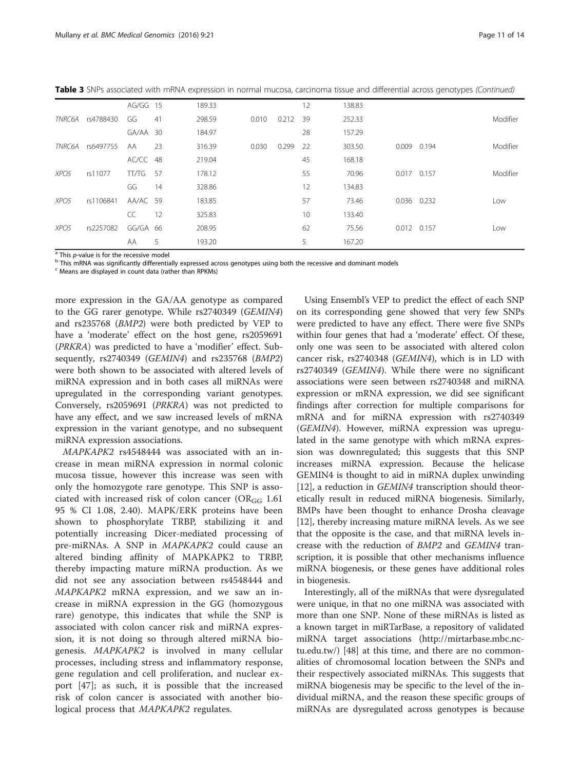**Table 3** SNPs associated with mRNA expression in normal mucosa, carcinoma tissue and differential across genotypes *(Continued)*

| | | | | | | | | | | | |
|---|---|---|---|---|---|---|---|---|---|---|---|
| | | AG/GG | 15 | 189.33 | | | 12 | 138.83 | | | |
| *TNRC6A* | rs4788430 | GG | 41 | 298.59 | 0.010 | 0.212 | 39 | 252.33 | | | Modifier |
| | | GA/AA | 30 | 184.97 | | | 28 | 157.29 | | | |
| *TNRC6A* | rs6497755 | AA | 23 | 316.39 | 0.030 | 0.299 | 22 | 303.50 | 0.009 | 0.194 | Modifier |
| | | AC/CC | 48 | 219.04 | | | 45 | 168.18 | | | |
| *XPO5* | rs11077 | TT/TG | 57 | 178.12 | | | 55 | 70.96 | 0.017 | 0.157 | Modifier |
| | | GG | 14 | 328.86 | | | 12 | 134.83 | | | |
| *XPO5* | rs1106841 | AA/AC | 59 | 183.85 | | | 57 | 73.46 | 0.036 | 0.232 | Low |
| | | CC | 12 | 325.83 | | | 10 | 133.40 | | | |
| *XPO5* | rs2257082 | GG/GA | 66 | 208.95 | | | 62 | 75.56 | 0.012 | 0.157 | Low |
| | | AA | 5 | 193.20 | | | 5 | 167.20 | | | |

[a] This *p*-value is for the recessive model
[b] This mRNA was significantly differentially expressed across genotypes using both the recessive and dominant models
[c] Means are displayed in count data (rather than RPKMs)

more expression in the GA/AA genotype as compared to the GG rarer genotype. While rs2740349 (*GEMIN4*) and rs235768 (*BMP2*) were both predicted by VEP to have a 'moderate' effect on the host gene, rs2059691 (*PRKRA*) was predicted to have a 'modifier' effect. Subsequently, rs2740349 (*GEMIN4*) and rs235768 (*BMP2*) were both shown to be associated with altered levels of miRNA expression and in both cases all miRNAs were upregulated in the corresponding variant genotypes. Conversely, rs2059691 (*PRKRA*) was not predicted to have any effect, and we saw increased levels of mRNA expression in the variant genotype, and no subsequent miRNA expression associations.

*MAPKAPK2* rs4548444 was associated with an increase in mean miRNA expression in normal colonic mucosa tissue, however this increase was seen with only the homozygote rare genotype. This SNP is associated with increased risk of colon cancer ($OR_{GG}$ 1.61 95 % CI 1.08, 2.40). MAPK/ERK proteins have been shown to phosphorylate TRBP, stabilizing it and potentially increasing Dicer-mediated processing of pre-miRNAs. A SNP in *MAPKAPK2* could cause an altered binding affinity of MAPKAPK2 to TRBP, thereby impacting mature miRNA production. As we did not see any association between rs4548444 and *MAPKAPK2* mRNA expression, and we saw an increase in miRNA expression in the GG (homozygous rare) genotype, this indicates that while the SNP is associated with colon cancer risk and miRNA expression, it is not doing so through altered miRNA biogenesis. *MAPKAPK2* is involved in many cellular processes, including stress and inflammatory response, gene regulation and cell proliferation, and nuclear export [47]; as such, it is possible that the increased risk of colon cancer is associated with another biological process that *MAPKAPK2* regulates.

Using Ensembl's VEP to predict the effect of each SNP on its corresponding gene showed that very few SNPs were predicted to have any effect. There were five SNPs within four genes that had a 'moderate' effect. Of these, only one was seen to be associated with altered colon cancer risk, rs2740348 (*GEMIN4*), which is in LD with rs2740349 (*GEMIN4*). While there were no significant associations were seen between rs2740348 and miRNA expression or mRNA expression, we did see significant findings after correction for multiple comparisons for mRNA and for miRNA expression with rs2740349 (*GEMIN4*). However, miRNA expression was upregulated in the same genotype with which mRNA expression was downregulated; this suggests that this SNP increases miRNA expression. Because the helicase GEMIN4 is thought to aid in miRNA duplex unwinding [12], a reduction in *GEMIN4* transcription should theoretically result in reduced miRNA biogenesis. Similarly, BMPs have been thought to enhance Drosha cleavage [12], thereby increasing mature miRNA levels. As we see that the opposite is the case, and that miRNA levels increase with the reduction of *BMP2* and *GEMIN4* transcription, it is possible that other mechanisms influence miRNA biogenesis, or these genes have additional roles in biogenesis.

Interestingly, all of the miRNAs that were dysregulated were unique, in that no one miRNA was associated with more than one SNP. None of these miRNAs is listed as a known target in miRTarBase, a repository of validated miRNA target associations (http://mirtarbase.mbc.nctu.edu.tw/) [48] at this time, and there are no commonalities of chromosomal location between the SNPs and their respectively associated miRNAs. This suggests that miRNA biogenesis may be specific to the level of the individual miRNA, and the reason these specific groups of miRNAs are dysregulated across genotypes is because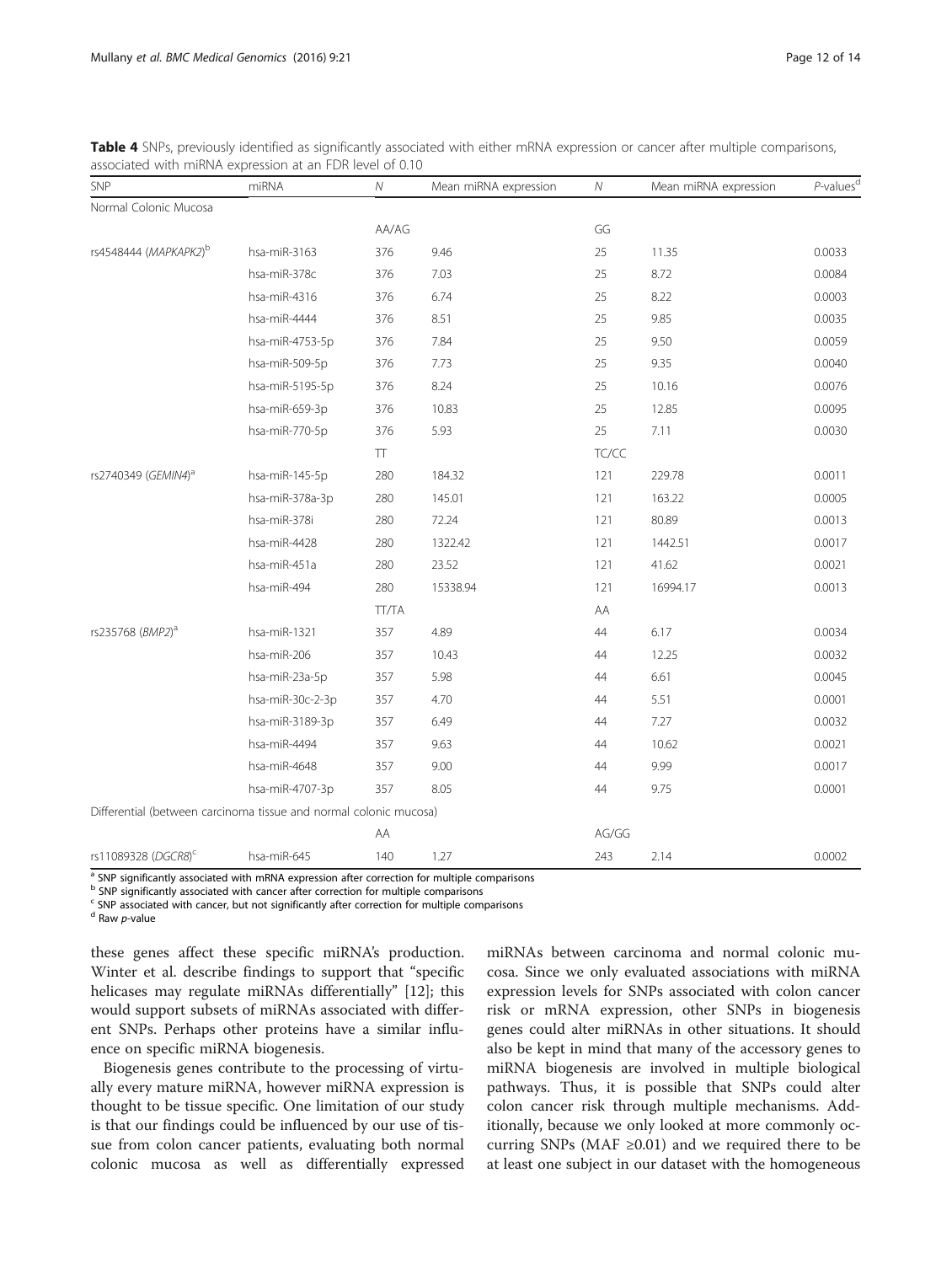**Table 4** SNPs, previously identified as significantly associated with either mRNA expression or cancer after multiple comparisons, associated with miRNA expression at an FDR level of 0.10

| SNP | miRNA | *N* | Mean miRNA expression | *N* | Mean miRNA expression | *P*-values[d] |
|---|---|---|---|---|---|---|
| Normal Colonic Mucosa | | | | | | |
| | | AA/AG | | GG | | |
| rs4548444 (*MAPKAPK2*)[b] | hsa-miR-3163 | 376 | 9.46 | 25 | 11.35 | 0.0033 |
| | hsa-miR-378c | 376 | 7.03 | 25 | 8.72 | 0.0084 |
| | hsa-miR-4316 | 376 | 6.74 | 25 | 8.22 | 0.0003 |
| | hsa-miR-4444 | 376 | 8.51 | 25 | 9.85 | 0.0035 |
| | hsa-miR-4753-5p | 376 | 7.84 | 25 | 9.50 | 0.0059 |
| | hsa-miR-509-5p | 376 | 7.73 | 25 | 9.35 | 0.0040 |
| | hsa-miR-5195-5p | 376 | 8.24 | 25 | 10.16 | 0.0076 |
| | hsa-miR-659-3p | 376 | 10.83 | 25 | 12.85 | 0.0095 |
| | hsa-miR-770-5p | 376 | 5.93 | 25 | 7.11 | 0.0030 |
| | | TT | | TC/CC | | |
| rs2740349 (*GEMIN4*)[a] | hsa-miR-145-5p | 280 | 184.32 | 121 | 229.78 | 0.0011 |
| | hsa-miR-378a-3p | 280 | 145.01 | 121 | 163.22 | 0.0005 |
| | hsa-miR-378i | 280 | 72.24 | 121 | 80.89 | 0.0013 |
| | hsa-miR-4428 | 280 | 1322.42 | 121 | 1442.51 | 0.0017 |
| | hsa-miR-451a | 280 | 23.52 | 121 | 41.62 | 0.0021 |
| | hsa-miR-494 | 280 | 15338.94 | 121 | 16994.17 | 0.0013 |
| | | TT/TA | | AA | | |
| rs235768 (*BMP2*)[a] | hsa-miR-1321 | 357 | 4.89 | 44 | 6.17 | 0.0034 |
| | hsa-miR-206 | 357 | 10.43 | 44 | 12.25 | 0.0032 |
| | hsa-miR-23a-5p | 357 | 5.98 | 44 | 6.61 | 0.0045 |
| | hsa-miR-30c-2-3p | 357 | 4.70 | 44 | 5.51 | 0.0001 |
| | hsa-miR-3189-3p | 357 | 6.49 | 44 | 7.27 | 0.0032 |
| | hsa-miR-4494 | 357 | 9.63 | 44 | 10.62 | 0.0021 |
| | hsa-miR-4648 | 357 | 9.00 | 44 | 9.99 | 0.0017 |
| | hsa-miR-4707-3p | 357 | 8.05 | 44 | 9.75 | 0.0001 |
| Differential (between carcinoma tissue and normal colonic mucosa) | | | | | | |
| | | AA | | AG/GG | | |
| rs11089328 (*DGCR8*)[c] | hsa-miR-645 | 140 | 1.27 | 243 | 2.14 | 0.0002 |

[a] SNP significantly associated with mRNA expression after correction for multiple comparisons
[b] SNP significantly associated with cancer after correction for multiple comparisons
[c] SNP associated with cancer, but not significantly after correction for multiple comparisons
[d] Raw *p*-value

these genes affect these specific miRNA's production. Winter et al. describe findings to support that "specific helicases may regulate miRNAs differentially" [12]; this would support subsets of miRNAs associated with different SNPs. Perhaps other proteins have a similar influence on specific miRNA biogenesis.

Biogenesis genes contribute to the processing of virtually every mature miRNA, however miRNA expression is thought to be tissue specific. One limitation of our study is that our findings could be influenced by our use of tissue from colon cancer patients, evaluating both normal colonic mucosa as well as differentially expressed miRNAs between carcinoma and normal colonic mucosa. Since we only evaluated associations with miRNA expression levels for SNPs associated with colon cancer risk or mRNA expression, other SNPs in biogenesis genes could alter miRNAs in other situations. It should also be kept in mind that many of the accessory genes to miRNA biogenesis are involved in multiple biological pathways. Thus, it is possible that SNPs could alter colon cancer risk through multiple mechanisms. Additionally, because we only looked at more commonly occurring SNPs (MAF ≥0.01) and we required there to be at least one subject in our dataset with the homogeneous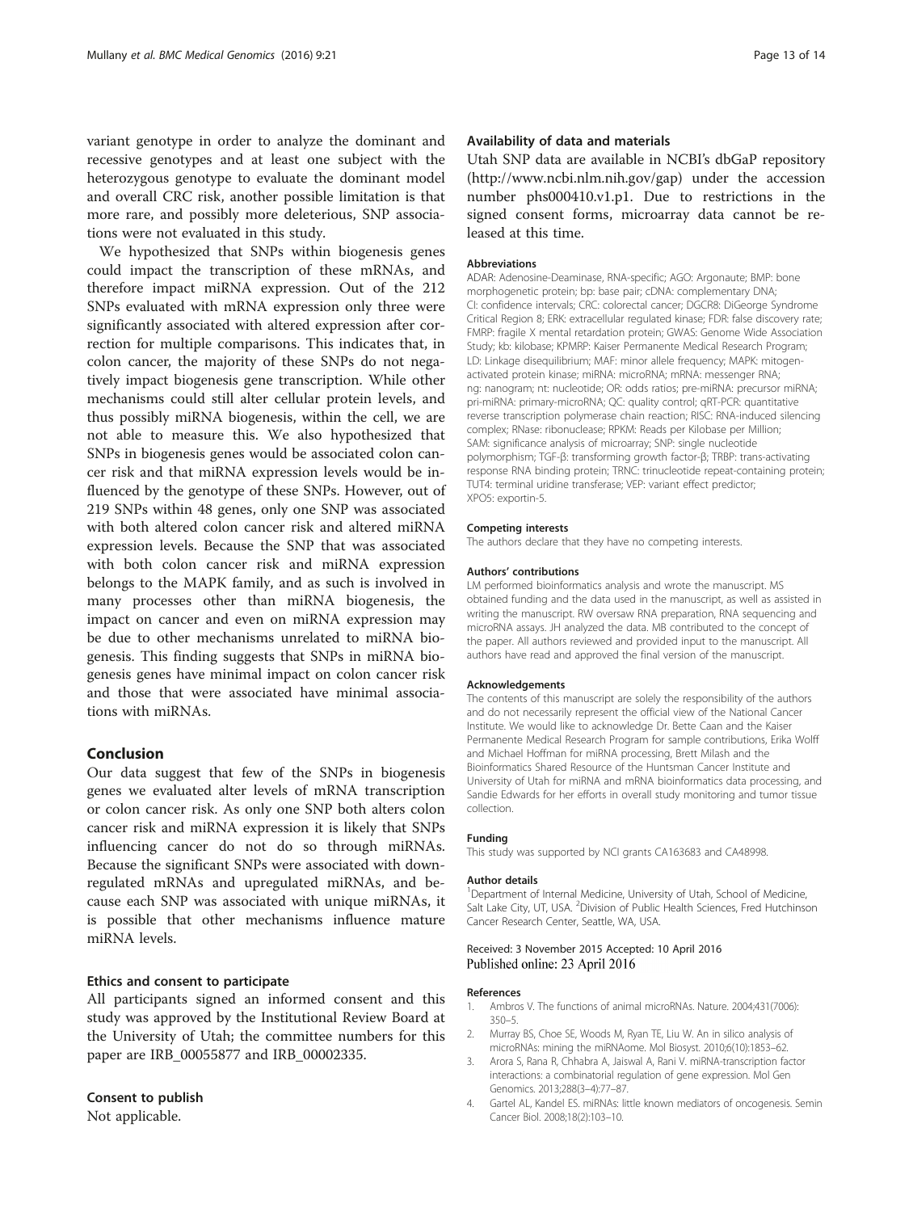variant genotype in order to analyze the dominant and recessive genotypes and at least one subject with the heterozygous genotype to evaluate the dominant model and overall CRC risk, another possible limitation is that more rare, and possibly more deleterious, SNP associations were not evaluated in this study.

We hypothesized that SNPs within biogenesis genes could impact the transcription of these mRNAs, and therefore impact miRNA expression. Out of the 212 SNPs evaluated with mRNA expression only three were significantly associated with altered expression after correction for multiple comparisons. This indicates that, in colon cancer, the majority of these SNPs do not negatively impact biogenesis gene transcription. While other mechanisms could still alter cellular protein levels, and thus possibly miRNA biogenesis, within the cell, we are not able to measure this. We also hypothesized that SNPs in biogenesis genes would be associated colon cancer risk and that miRNA expression levels would be influenced by the genotype of these SNPs. However, out of 219 SNPs within 48 genes, only one SNP was associated with both altered colon cancer risk and altered miRNA expression levels. Because the SNP that was associated with both colon cancer risk and miRNA expression belongs to the MAPK family, and as such is involved in many processes other than miRNA biogenesis, the impact on cancer and even on miRNA expression may be due to other mechanisms unrelated to miRNA biogenesis. This finding suggests that SNPs in miRNA biogenesis genes have minimal impact on colon cancer risk and those that were associated have minimal associations with miRNAs.

## Conclusion

Our data suggest that few of the SNPs in biogenesis genes we evaluated alter levels of mRNA transcription or colon cancer risk. As only one SNP both alters colon cancer risk and miRNA expression it is likely that SNPs influencing cancer do not do so through miRNAs. Because the significant SNPs were associated with downregulated mRNAs and upregulated miRNAs, and because each SNP was associated with unique miRNAs, it is possible that other mechanisms influence mature miRNA levels.

### Ethics and consent to participate

All participants signed an informed consent and this study was approved by the Institutional Review Board at the University of Utah; the committee numbers for this paper are IRB_00055877 and IRB_00002335.

### Consent to publish

Not applicable.

### Availability of data and materials

Utah SNP data are available in NCBI's dbGaP repository (http://www.ncbi.nlm.nih.gov/gap) under the accession number phs000410.v1.p1. Due to restrictions in the signed consent forms, microarray data cannot be released at this time.

#### Abbreviations

ADAR: Adenosine-Deaminase, RNA-specific; AGO: Argonaute; BMP: bone morphogenetic protein; bp: base pair; cDNA: complementary DNA; CI: confidence intervals; CRC: colorectal cancer; DGCR8: DiGeorge Syndrome Critical Region 8; ERK: extracellular regulated kinase; FDR: false discovery rate; FMRP: fragile X mental retardation protein; GWAS: Genome Wide Association Study; kb: kilobase; KPMRP: Kaiser Permanente Medical Research Program; LD: Linkage disequilibrium; MAF: minor allele frequency; MAPK: mitogen-activated protein kinase; miRNA: microRNA; mRNA: messenger RNA; ng: nanogram; nt: nucleotide; OR: odds ratios; pre-miRNA: precursor miRNA; pri-miRNA: primary-microRNA; QC: quality control; qRT-PCR: quantitative reverse transcription polymerase chain reaction; RISC: RNA-induced silencing complex; RNase: ribonuclease; RPKM: Reads per Kilobase per Million; SAM: significance analysis of microarray; SNP: single nucleotide polymorphism; TGF-β: transforming growth factor-β; TRBP: trans-activating response RNA binding protein; TRNC: trinucleotide repeat-containing protein; TUT4: terminal uridine transferase; VEP: variant effect predictor; XPO5: exportin-5.

#### Competing interests

The authors declare that they have no competing interests.

#### Authors' contributions

LM performed bioinformatics analysis and wrote the manuscript. MS obtained funding and the data used in the manuscript, as well as assisted in writing the manuscript. RW oversaw RNA preparation, RNA sequencing and microRNA assays. JH analyzed the data. MB contributed to the concept of the paper. All authors reviewed and provided input to the manuscript. All authors have read and approved the final version of the manuscript.

#### Acknowledgements

The contents of this manuscript are solely the responsibility of the authors and do not necessarily represent the official view of the National Cancer Institute. We would like to acknowledge Dr. Bette Caan and the Kaiser Permanente Medical Research Program for sample contributions, Erika Wolff and Michael Hoffman for miRNA processing, Brett Milash and the Bioinformatics Shared Resource of the Huntsman Cancer Institute and University of Utah for miRNA and mRNA bioinformatics data processing, and Sandie Edwards for her efforts in overall study monitoring and tumor tissue collection.

#### Funding

This study was supported by NCI grants CA163683 and CA48998.

#### Author details

[1]Department of Internal Medicine, University of Utah, School of Medicine, Salt Lake City, UT, USA. [2]Division of Public Health Sciences, Fred Hutchinson Cancer Research Center, Seattle, WA, USA.

Received: 3 November 2015 Accepted: 10 April 2016
Published online: 23 April 2016

#### References

1. Ambros V. The functions of animal microRNAs. Nature. 2004;431(7006): 350–5.
2. Murray BS, Choe SE, Woods M, Ryan TE, Liu W. An in silico analysis of microRNAs: mining the miRNAome. Mol Biosyst. 2010;6(10):1853–62.
3. Arora S, Rana R, Chhabra A, Jaiswal A, Rani V. miRNA-transcription factor interactions: a combinatorial regulation of gene expression. Mol Gen Genomics. 2013;288(3–4):77–87.
4. Gartel AL, Kandel ES. miRNAs: little known mediators of oncogenesis. Semin Cancer Biol. 2008;18(2):103–10.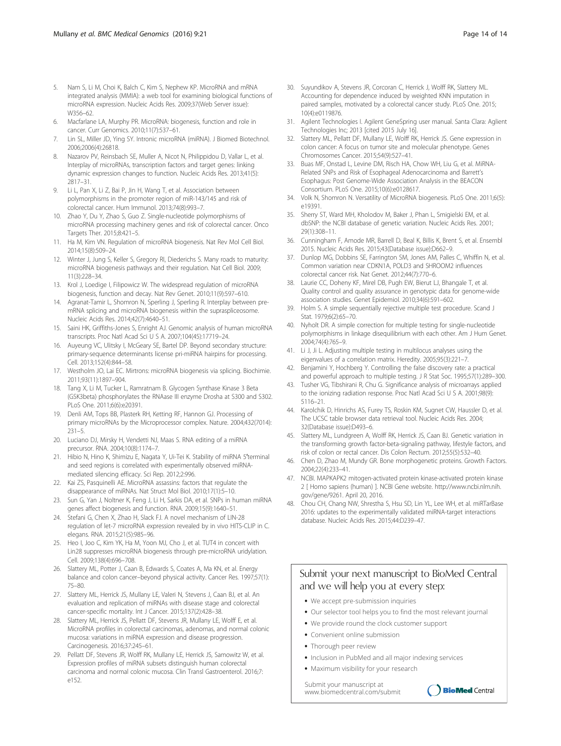5. Nam S, Li M, Choi K, Balch C, Kim S, Nephew KP. MicroRNA and mRNA integrated analysis (MMIA): a web tool for examining biological functions of microRNA expression. Nucleic Acids Res. 2009;37(Web Server issue):W356–62.
6. Macfarlane LA, Murphy PR. MicroRNA: biogenesis, function and role in cancer. Curr Genomics. 2010;11(7):537–61.
7. Lin SL, Miller JD, Ying SY. Intronic microRNA (miRNA). J Biomed Biotechnol. 2006;2006(4):26818.
8. Nazarov PV, Reinsbach SE, Muller A, Nicot N, Philippidou D, Vallar L, et al. Interplay of microRNAs, transcription factors and target genes: linking dynamic expression changes to function. Nucleic Acids Res. 2013;41(5):2817–31.
9. Li L, Pan X, Li Z, Bai P, Jin H, Wang T, et al. Association between polymorphisms in the promoter region of miR-143/145 and risk of colorectal cancer. Hum Immunol. 2013;74(8):993–7.
10. Zhao Y, Du Y, Zhao S, Guo Z. Single-nucleotide polymorphisms of microRNA processing machinery genes and risk of colorectal cancer. Onco Targets Ther. 2015;8:421–5.
11. Ha M, Kim VN. Regulation of microRNA biogenesis. Nat Rev Mol Cell Biol. 2014;15(8):509–24.
12. Winter J, Jung S, Keller S, Gregory RI, Diederichs S. Many roads to maturity: microRNA biogenesis pathways and their regulation. Nat Cell Biol. 2009;11(3):228–34.
13. Krol J, Loedige I, Filipowicz W. The widespread regulation of microRNA biogenesis, function and decay. Nat Rev Genet. 2010;11(9):597–610.
14. Agranat-Tamir L, Shomron N, Sperling J, Sperling R. Interplay between pre-mRNA splicing and microRNA biogenesis within the supraspliceosome. Nucleic Acids Res. 2014;42(7):4640–51.
15. Saini HK, Griffiths-Jones S, Enright AJ. Genomic analysis of human microRNA transcripts. Proc Natl Acad Sci U S A. 2007;104(45):17719–24.
16. Auyeung VC, Ulitsky I, McGeary SE, Bartel DP. Beyond secondary structure: primary-sequence determinants license pri-miRNA hairpins for processing. Cell. 2013;152(4):844–58.
17. Westholm JO, Lai EC. Mirtrons: microRNA biogenesis via splicing. Biochimie. 2011;93(11):1897–904.
18. Tang X, Li M, Tucker L, Ramratnam B. Glycogen Synthase Kinase 3 Beta (GSK3beta) phosphorylates the RNAase III enzyme Drosha at S300 and S302. PLoS One. 2011;6(6):e20391.
19. Denli AM, Tops BB, Plasterk RH, Ketting RF, Hannon GJ. Processing of primary microRNAs by the Microprocessor complex. Nature. 2004;432(7014):231–5.
20. Luciano DJ, Mirsky H, Vendetti NJ, Maas S. RNA editing of a miRNA precursor. RNA. 2004;10(8):1174–7.
21. Hibio N, Hino K, Shimizu E, Nagata Y, Ui-Tei K. Stability of miRNA 5′terminal and seed regions is correlated with experimentally observed miRNA-mediated silencing efficacy. Sci Rep. 2012;2:996.
22. Kai ZS, Pasquinelli AE. MicroRNA assassins: factors that regulate the disappearance of miRNAs. Nat Struct Mol Biol. 2010;17(1):5–10.
23. Sun G, Yan J, Noltner K, Feng J, Li H, Sarkis DA, et al. SNPs in human miRNA genes affect biogenesis and function. RNA. 2009;15(9):1640–51.
24. Stefani G, Chen X, Zhao H, Slack FJ. A novel mechanism of LIN-28 regulation of let-7 microRNA expression revealed by in vivo HITS-CLIP in C. elegans. RNA. 2015;21(5):985–96.
25. Heo I, Joo C, Kim YK, Ha M, Yoon MJ, Cho J, et al. TUT4 in concert with Lin28 suppresses microRNA biogenesis through pre-microRNA uridylation. Cell. 2009;138(4):696–708.
26. Slattery ML, Potter J, Caan B, Edwards S, Coates A, Ma KN, et al. Energy balance and colon cancer–beyond physical activity. Cancer Res. 1997;57(1):75–80.
27. Slattery ML, Herrick JS, Mullany LE, Valeri N, Stevens J, Caan BJ, et al. An evaluation and replication of miRNAs with disease stage and colorectal cancer-specific mortality. Int J Cancer. 2015;137(2):428–38.
28. Slattery ML, Herrick JS, Pellatt DF, Stevens JR, Mullany LE, Wolff E, et al. MicroRNA profiles in colorectal carcinomas, adenomas, and normal colonic mucosa: variations in miRNA expression and disease progression. Carcinogenesis. 2016;37:245–61.
29. Pellatt DF, Stevens JR, Wolff RK, Mullany LE, Herrick JS, Samowitz W, et al. Expression profiles of miRNA subsets distinguish human colorectal carcinoma and normal colonic mucosa. Clin Transl Gastroenterol. 2016;7:e152.
30. Suyundikov A, Stevens JR, Corcoran C, Herrick J, Wolff RK, Slattery ML. Accounting for dependence induced by weighted KNN imputation in paired samples, motivated by a colorectal cancer study. PLoS One. 2015;10(4):e0119876.
31. Agilent Technologies I. Agilent GeneSpring user manual. Santa Clara: Aglient Technologies Inc; 2013 [cited 2015 July 16].
32. Slattery ML, Pellatt DF, Mullany LE, Wolff RK, Herrick JS. Gene expression in colon cancer: A focus on tumor site and molecular phenotype. Genes Chromosomes Cancer. 2015;54(9):527–41.
33. Buas MF, Onstad L, Levine DM, Risch HA, Chow WH, Liu G, et al. MiRNA-Related SNPs and Risk of Esophageal Adenocarcinoma and Barrett's Esophagus: Post Genome-Wide Association Analysis in the BEACON Consortium. PLoS One. 2015;10(6):e0128617.
34. Volk N, Shomron N. Versatility of MicroRNA biogenesis. PLoS One. 2011;6(5):e19391.
35. Sherry ST, Ward MH, Kholodov M, Baker J, Phan L, Smigielski EM, et al. dbSNP: the NCBI database of genetic variation. Nucleic Acids Res. 2001;29(1):308–11.
36. Cunningham F, Amode MR, Barrell D, Beal K, Billis K, Brent S, et al. Ensembl 2015. Nucleic Acids Res. 2015;43(Database issue):D662–9.
37. Dunlop MG, Dobbins SE, Farrington SM, Jones AM, Palles C, Whiffin N, et al. Common variation near CDKN1A, POLD3 and SHROOM2 influences colorectal cancer risk. Nat Genet. 2012;44(7):770–6.
38. Laurie CC, Doheny KF, Mirel DB, Pugh EW, Bierut LJ, Bhangale T, et al. Quality control and quality assurance in genotypic data for genome-wide association studies. Genet Epidemiol. 2010;34(6):591–602.
39. Holm S. A simple sequentially rejective multiple test procedure. Scand J Stat. 1979;6(2):65–70.
40. Nyholt DR. A simple correction for multiple testing for single-nucleotide polymorphisms in linkage disequilibrium with each other. Am J Hum Genet. 2004;74(4):765–9.
41. Li J, Ji L. Adjusting multiple testing in multilocus analyses using the eigenvalues of a correlation matrix. Heredity. 2005;95(3):221–7.
42. Benjamini Y, Hochberg Y. Controlling the false discovery rate: a practical and powerful approach to multiple testing. J R Stat Soc. 1995;57(1):289–300.
43. Tusher VG, Tibshirani R, Chu G. Significance analysis of microarrays applied to the ionizing radiation response. Proc Natl Acad Sci U S A. 2001;98(9):5116–21.
44. Karolchik D, Hinrichs AS, Furey TS, Roskin KM, Sugnet CW, Haussler D, et al. The UCSC table browser data retrieval tool. Nucleic Acids Res. 2004;32(Database issue):D493–6.
45. Slattery ML, Lundgreen A, Wolff RK, Herrick JS, Caan BJ. Genetic variation in the transforming growth factor-beta-signaling pathway, lifestyle factors, and risk of colon or rectal cancer. Dis Colon Rectum. 2012;55(5):532–40.
46. Chen D, Zhao M, Mundy GR. Bone morphogenetic proteins. Growth Factors. 2004;22(4):233–41.
47. NCBI. MAPKAPK2 mitogen-activated protein kinase-activated protein kinase 2 [ Homo sapiens (human) ]. NCBI Gene website. http://www.ncbi.nlm.nih.gov/gene/9261. April 20, 2016.
48. Chou CH, Chang NW, Shrestha S, Hsu SD, Lin YL, Lee WH, et al. miRTarBase 2016: updates to the experimentally validated miRNA-target interactions database. Nucleic Acids Res. 2015;44:D239–47.

Submit your next manuscript to BioMed Central and we will help you at every step:

- We accept pre-submission inquiries
- Our selector tool helps you to find the most relevant journal
- We provide round the clock customer support
- Convenient online submission
- Thorough peer review
- Inclusion in PubMed and all major indexing services
- Maximum visibility for your research

Submit your manuscript at www.biomedcentral.com/submit

BioMed Central